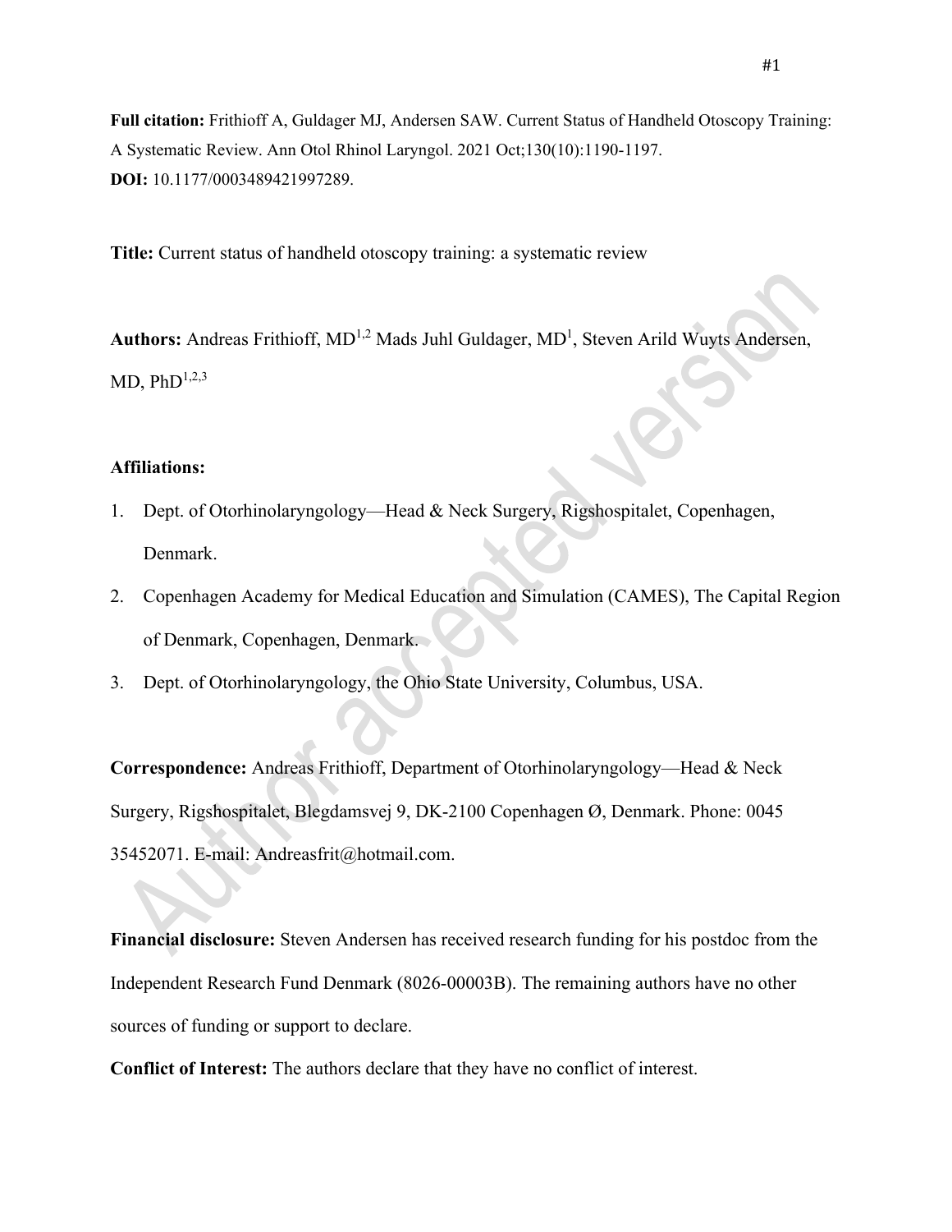**Full citation:** Frithioff A, Guldager MJ, Andersen SAW. Current Status of Handheld Otoscopy Training: A Systematic Review. Ann Otol Rhinol Laryngol. 2021 Oct;130(10):1190-1197.
**DOI:** 10.1177/0003489421997289.

**Title:** Current status of handheld otoscopy training: a systematic review

**Authors:** Andreas Frithioff, MD[1,2] Mads Juhl Guldager, MD[1], Steven Arild Wuyts Andersen, MD, PhD[1,2,3]

**Affiliations:**

1. Dept. of Otorhinolaryngology—Head & Neck Surgery, Rigshospitalet, Copenhagen, Denmark.
2. Copenhagen Academy for Medical Education and Simulation (CAMES), The Capital Region of Denmark, Copenhagen, Denmark.
3. Dept. of Otorhinolaryngology, the Ohio State University, Columbus, USA.

**Correspondence:** Andreas Frithioff, Department of Otorhinolaryngology—Head & Neck Surgery, Rigshospitalet, Blegdamsvej 9, DK-2100 Copenhagen Ø, Denmark. Phone: 0045 35452071. E-mail: Andreasfrit@hotmail.com.

**Financial disclosure:** Steven Andersen has received research funding for his postdoc from the Independent Research Fund Denmark (8026-00003B). The remaining authors have no other sources of funding or support to declare.

**Conflict of Interest:** The authors declare that they have no conflict of interest.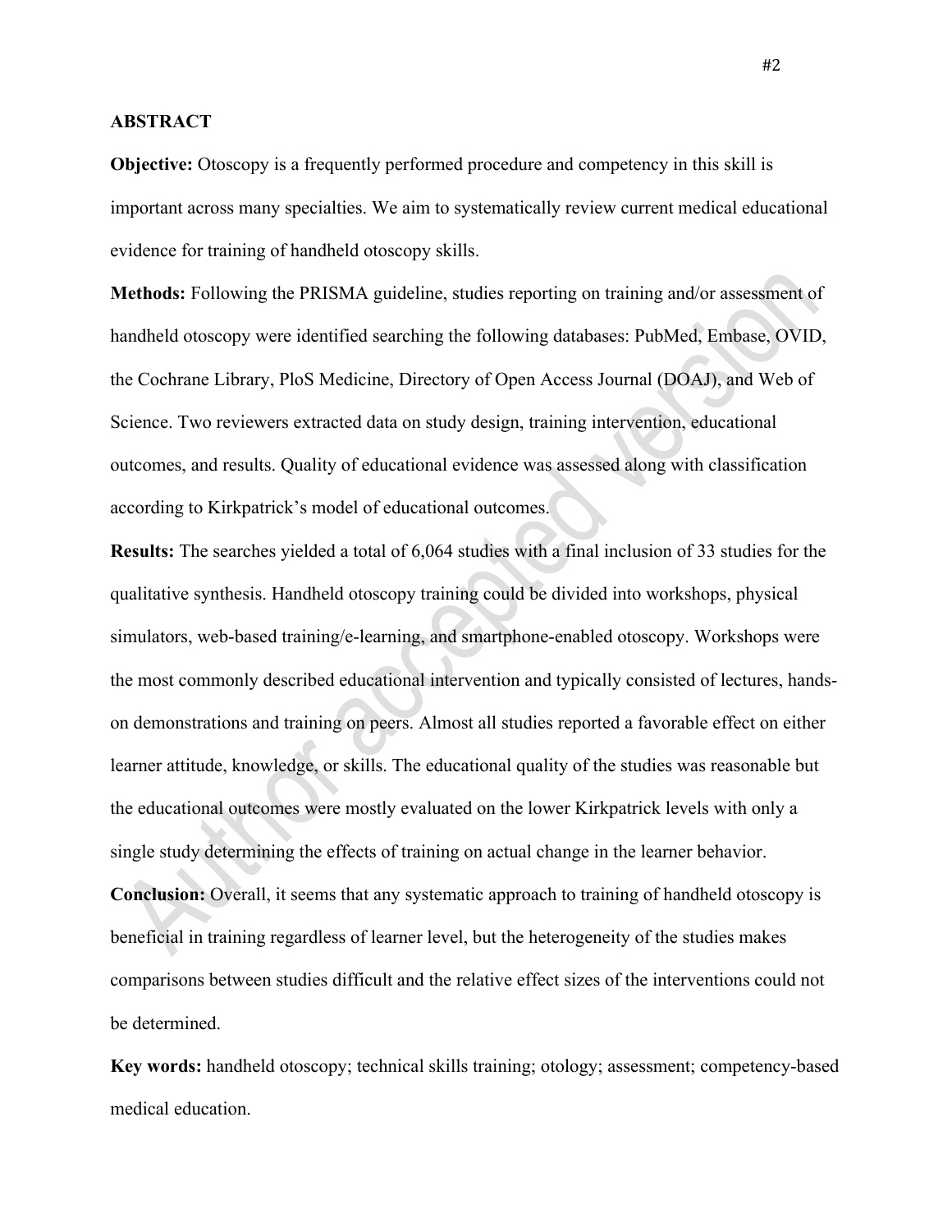## ABSTRACT

**Objective:** Otoscopy is a frequently performed procedure and competency in this skill is important across many specialties. We aim to systematically review current medical educational evidence for training of handheld otoscopy skills.

**Methods:** Following the PRISMA guideline, studies reporting on training and/or assessment of handheld otoscopy were identified searching the following databases: PubMed, Embase, OVID, the Cochrane Library, PloS Medicine, Directory of Open Access Journal (DOAJ), and Web of Science. Two reviewers extracted data on study design, training intervention, educational outcomes, and results. Quality of educational evidence was assessed along with classification according to Kirkpatrick's model of educational outcomes.

**Results:** The searches yielded a total of 6,064 studies with a final inclusion of 33 studies for the qualitative synthesis. Handheld otoscopy training could be divided into workshops, physical simulators, web-based training/e-learning, and smartphone-enabled otoscopy. Workshops were the most commonly described educational intervention and typically consisted of lectures, hands-on demonstrations and training on peers. Almost all studies reported a favorable effect on either learner attitude, knowledge, or skills. The educational quality of the studies was reasonable but the educational outcomes were mostly evaluated on the lower Kirkpatrick levels with only a single study determining the effects of training on actual change in the learner behavior.

**Conclusion:** Overall, it seems that any systematic approach to training of handheld otoscopy is beneficial in training regardless of learner level, but the heterogeneity of the studies makes comparisons between studies difficult and the relative effect sizes of the interventions could not be determined.

**Key words:** handheld otoscopy; technical skills training; otology; assessment; competency-based medical education.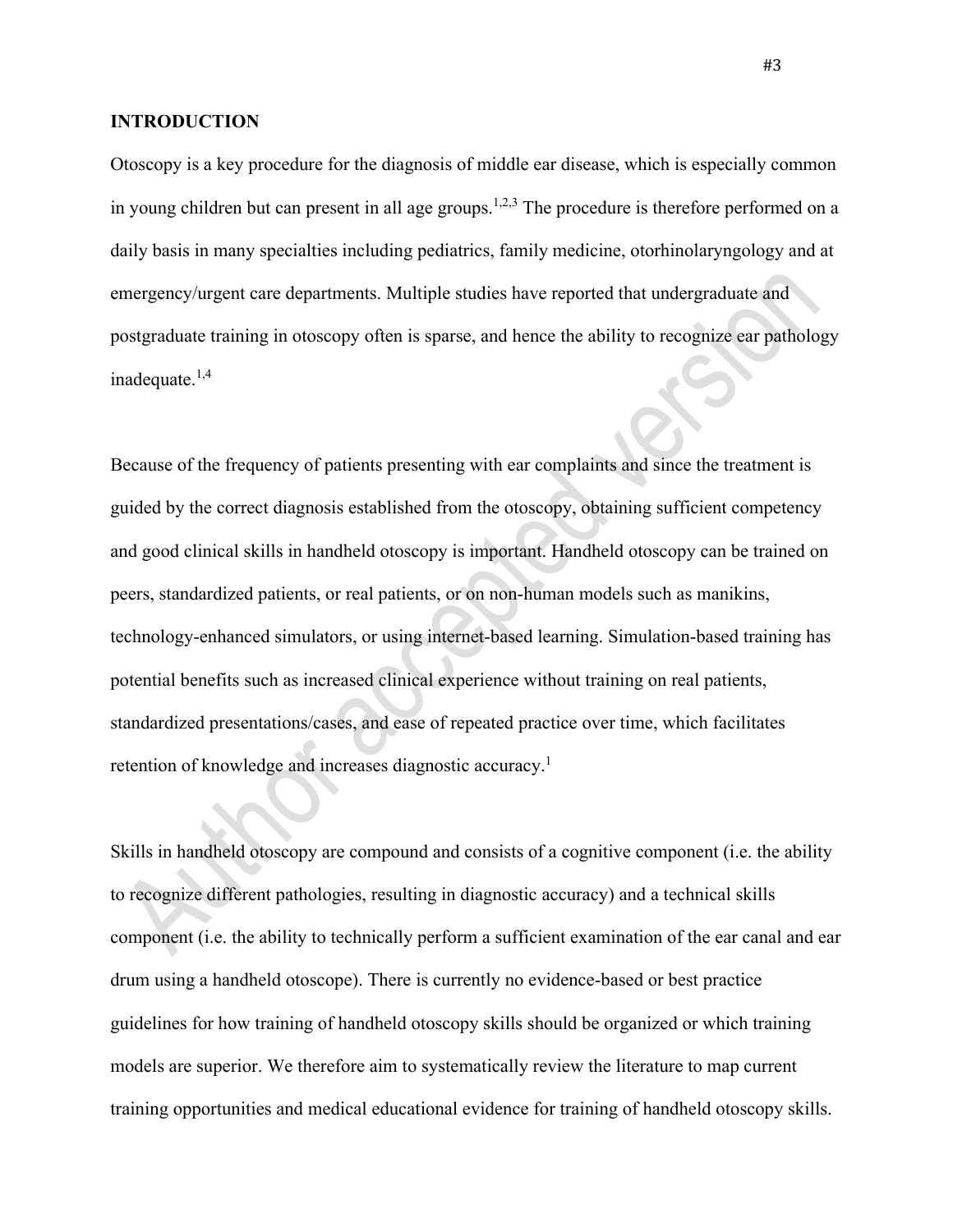## INTRODUCTION

Otoscopy is a key procedure for the diagnosis of middle ear disease, which is especially common in young children but can present in all age groups.[1,2,3] The procedure is therefore performed on a daily basis in many specialties including pediatrics, family medicine, otorhinolaryngology and at emergency/urgent care departments. Multiple studies have reported that undergraduate and postgraduate training in otoscopy often is sparse, and hence the ability to recognize ear pathology inadequate.[1,4]

Because of the frequency of patients presenting with ear complaints and since the treatment is guided by the correct diagnosis established from the otoscopy, obtaining sufficient competency and good clinical skills in handheld otoscopy is important. Handheld otoscopy can be trained on peers, standardized patients, or real patients, or on non-human models such as manikins, technology-enhanced simulators, or using internet-based learning. Simulation-based training has potential benefits such as increased clinical experience without training on real patients, standardized presentations/cases, and ease of repeated practice over time, which facilitates retention of knowledge and increases diagnostic accuracy.[1]

Skills in handheld otoscopy are compound and consists of a cognitive component (i.e. the ability to recognize different pathologies, resulting in diagnostic accuracy) and a technical skills component (i.e. the ability to technically perform a sufficient examination of the ear canal and ear drum using a handheld otoscope). There is currently no evidence-based or best practice guidelines for how training of handheld otoscopy skills should be organized or which training models are superior. We therefore aim to systematically review the literature to map current training opportunities and medical educational evidence for training of handheld otoscopy skills.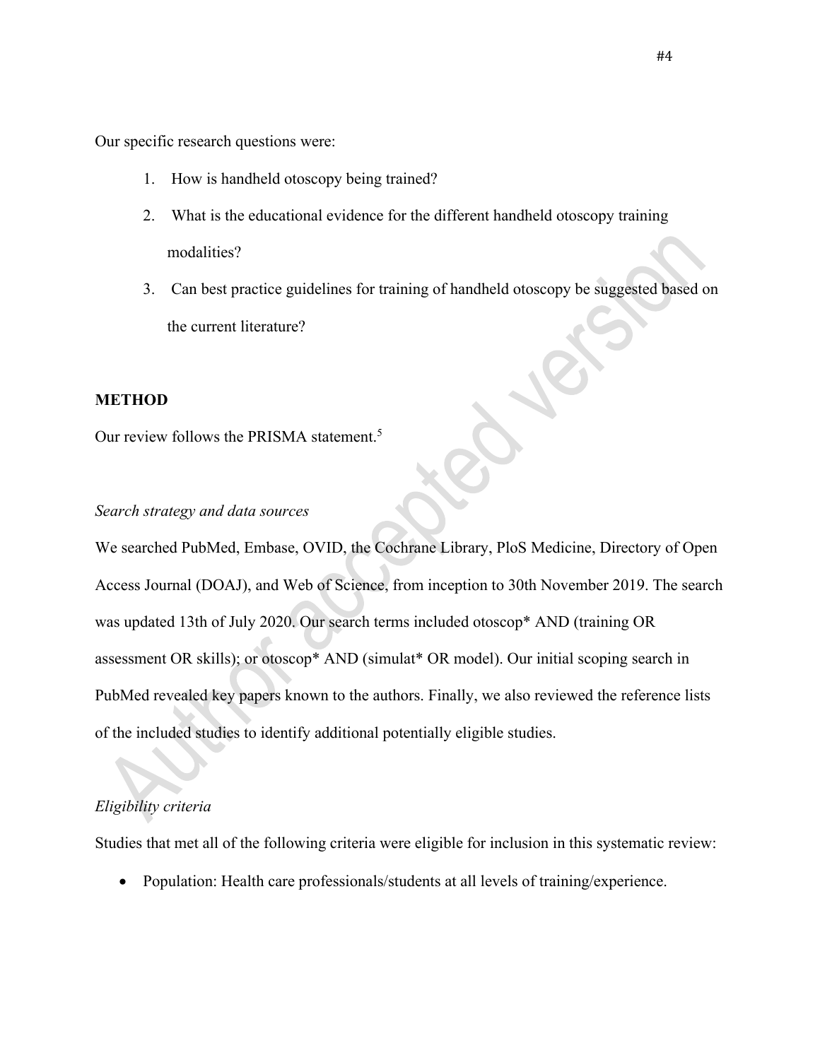Our specific research questions were:

1. How is handheld otoscopy being trained?
2. What is the educational evidence for the different handheld otoscopy training modalities?
3. Can best practice guidelines for training of handheld otoscopy be suggested based on the current literature?

## METHOD

Our review follows the PRISMA statement.[5]

### *Search strategy and data sources*

We searched PubMed, Embase, OVID, the Cochrane Library, PloS Medicine, Directory of Open Access Journal (DOAJ), and Web of Science, from inception to 30th November 2019. The search was updated 13th of July 2020. Our search terms included otoscop* AND (training OR assessment OR skills); or otoscop* AND (simulat* OR model). Our initial scoping search in PubMed revealed key papers known to the authors. Finally, we also reviewed the reference lists of the included studies to identify additional potentially eligible studies.

### *Eligibility criteria*

Studies that met all of the following criteria were eligible for inclusion in this systematic review:

- Population: Health care professionals/students at all levels of training/experience.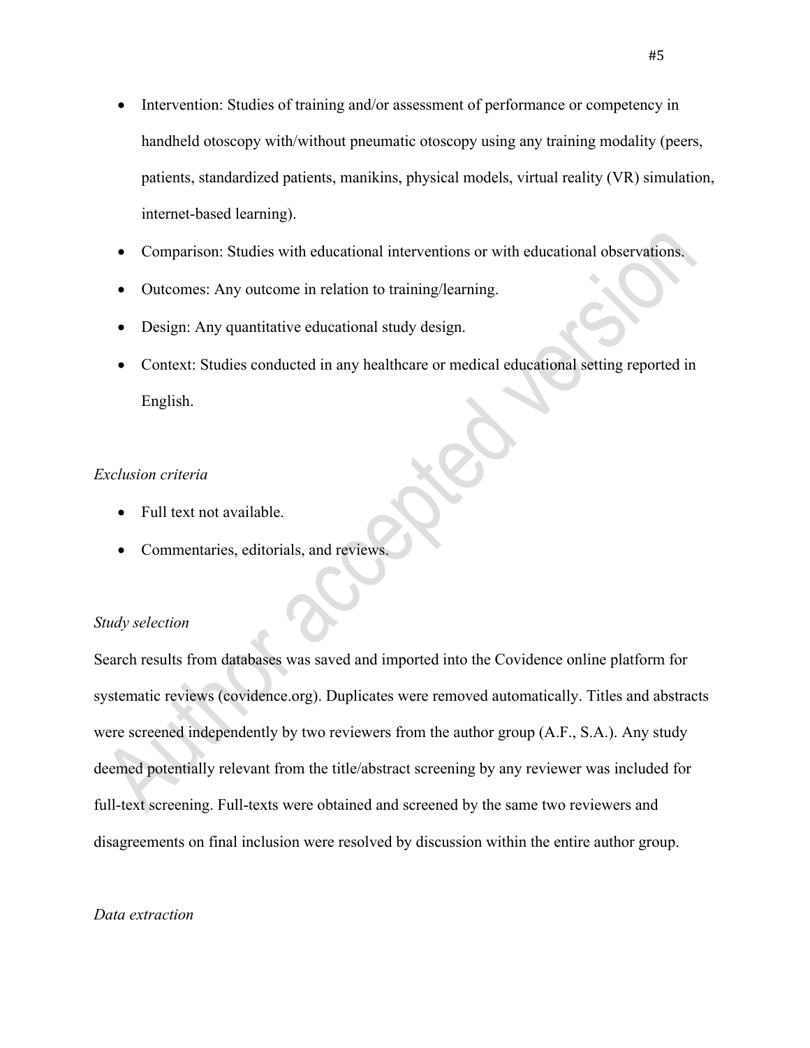- Intervention: Studies of training and/or assessment of performance or competency in handheld otoscopy with/without pneumatic otoscopy using any training modality (peers, patients, standardized patients, manikins, physical models, virtual reality (VR) simulation, internet-based learning).
- Comparison: Studies with educational interventions or with educational observations.
- Outcomes: Any outcome in relation to training/learning.
- Design: Any quantitative educational study design.
- Context: Studies conducted in any healthcare or medical educational setting reported in English.

*Exclusion criteria*

- Full text not available.
- Commentaries, editorials, and reviews.

*Study selection*

Search results from databases was saved and imported into the Covidence online platform for systematic reviews (covidence.org). Duplicates were removed automatically. Titles and abstracts were screened independently by two reviewers from the author group (A.F., S.A.). Any study deemed potentially relevant from the title/abstract screening by any reviewer was included for full-text screening. Full-texts were obtained and screened by the same two reviewers and disagreements on final inclusion were resolved by discussion within the entire author group.

*Data extraction*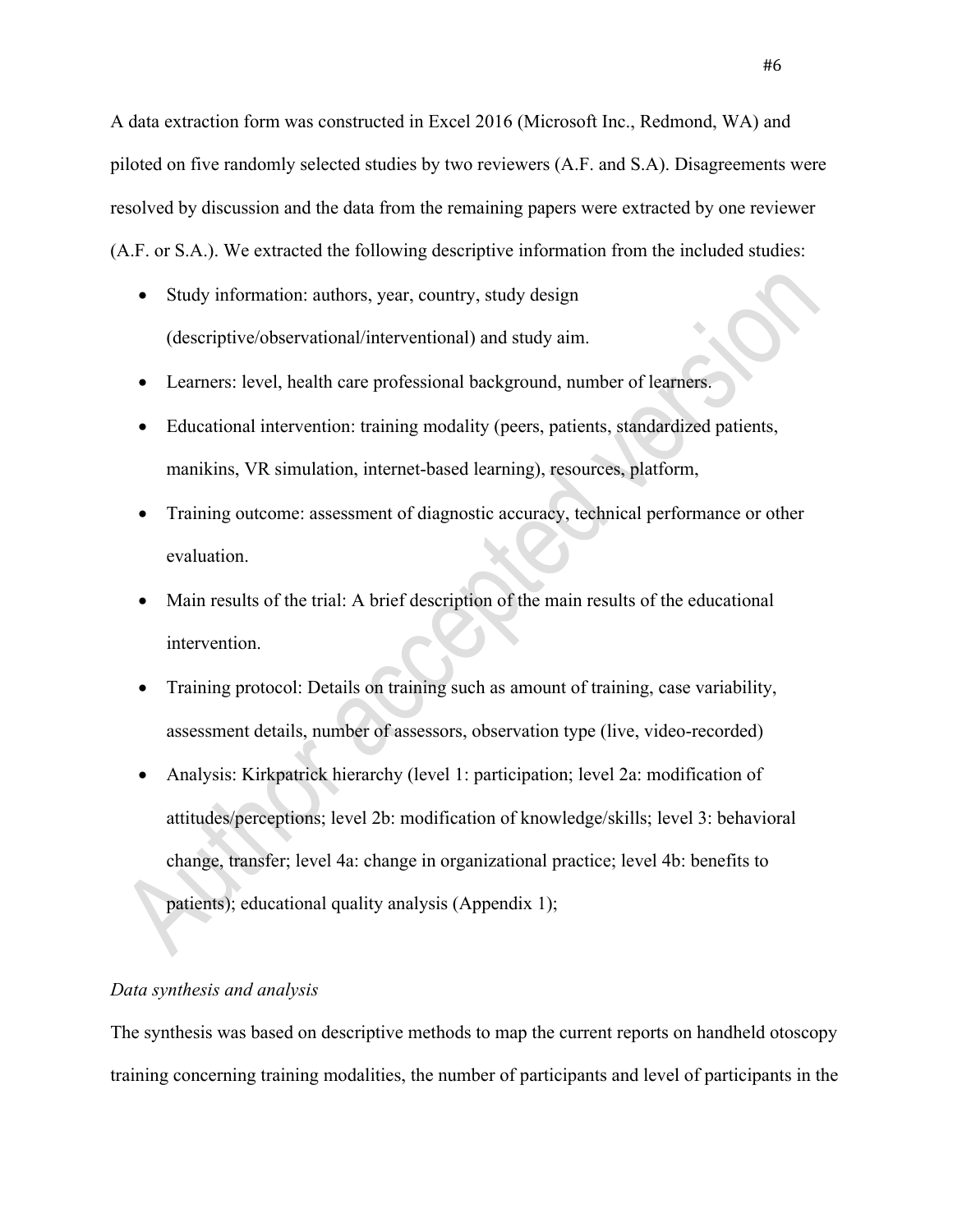A data extraction form was constructed in Excel 2016 (Microsoft Inc., Redmond, WA) and piloted on five randomly selected studies by two reviewers (A.F. and S.A). Disagreements were resolved by discussion and the data from the remaining papers were extracted by one reviewer (A.F. or S.A.). We extracted the following descriptive information from the included studies:

- Study information: authors, year, country, study design (descriptive/observational/interventional) and study aim.
- Learners: level, health care professional background, number of learners.
- Educational intervention: training modality (peers, patients, standardized patients, manikins, VR simulation, internet-based learning), resources, platform,
- Training outcome: assessment of diagnostic accuracy, technical performance or other evaluation.
- Main results of the trial: A brief description of the main results of the educational intervention.
- Training protocol: Details on training such as amount of training, case variability, assessment details, number of assessors, observation type (live, video-recorded)
- Analysis: Kirkpatrick hierarchy (level 1: participation; level 2a: modification of attitudes/perceptions; level 2b: modification of knowledge/skills; level 3: behavioral change, transfer; level 4a: change in organizational practice; level 4b: benefits to patients); educational quality analysis (Appendix 1);

*Data synthesis and analysis*

The synthesis was based on descriptive methods to map the current reports on handheld otoscopy training concerning training modalities, the number of participants and level of participants in the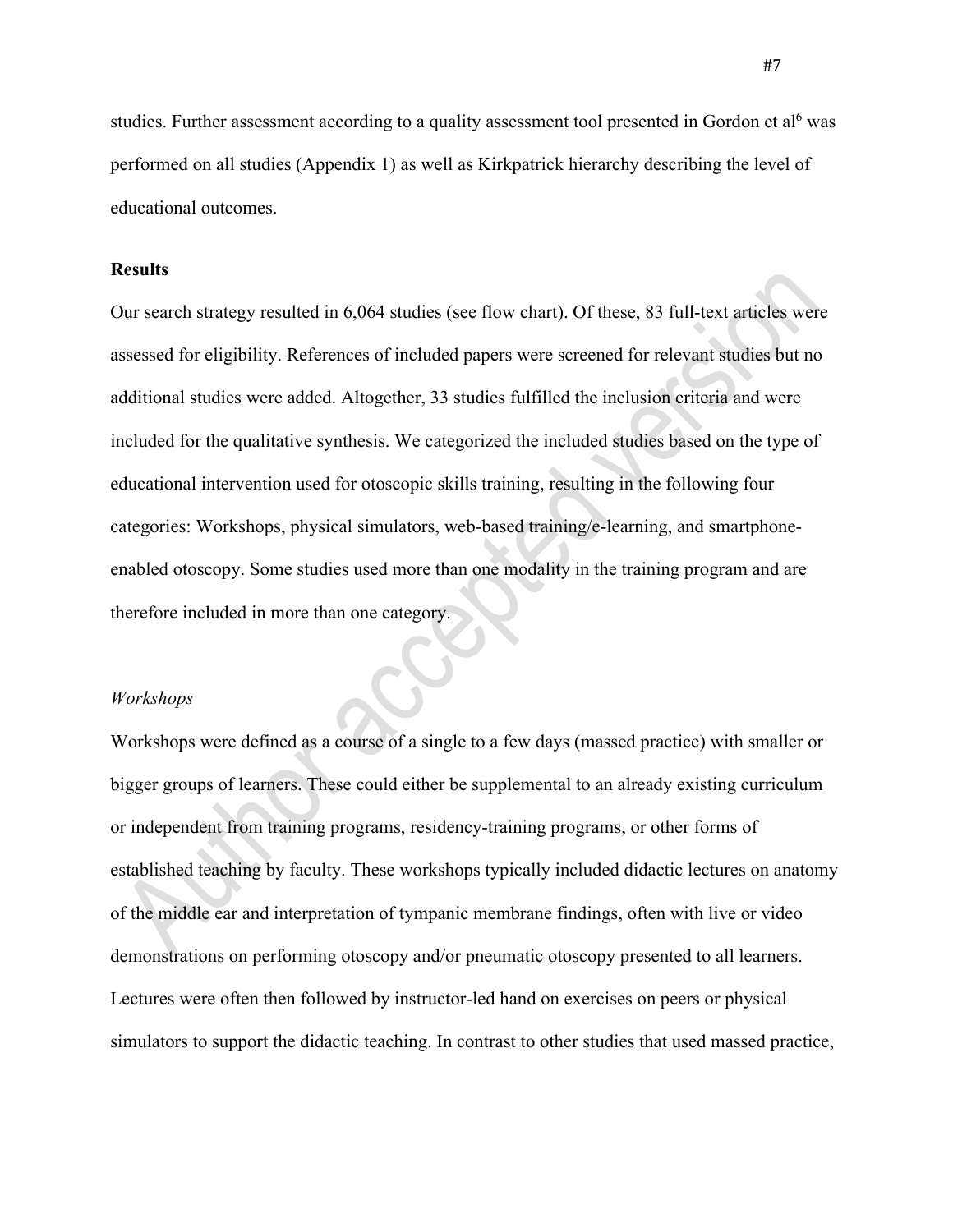studies. Further assessment according to a quality assessment tool presented in Gordon et al[6] was performed on all studies (Appendix 1) as well as Kirkpatrick hierarchy describing the level of educational outcomes.

**Results**

Our search strategy resulted in 6,064 studies (see flow chart). Of these, 83 full-text articles were assessed for eligibility. References of included papers were screened for relevant studies but no additional studies were added. Altogether, 33 studies fulfilled the inclusion criteria and were included for the qualitative synthesis. We categorized the included studies based on the type of educational intervention used for otoscopic skills training, resulting in the following four categories: Workshops, physical simulators, web-based training/e-learning, and smartphone-enabled otoscopy. Some studies used more than one modality in the training program and are therefore included in more than one category.

*Workshops*

Workshops were defined as a course of a single to a few days (massed practice) with smaller or bigger groups of learners. These could either be supplemental to an already existing curriculum or independent from training programs, residency-training programs, or other forms of established teaching by faculty. These workshops typically included didactic lectures on anatomy of the middle ear and interpretation of tympanic membrane findings, often with live or video demonstrations on performing otoscopy and/or pneumatic otoscopy presented to all learners. Lectures were often then followed by instructor-led hand on exercises on peers or physical simulators to support the didactic teaching. In contrast to other studies that used massed practice,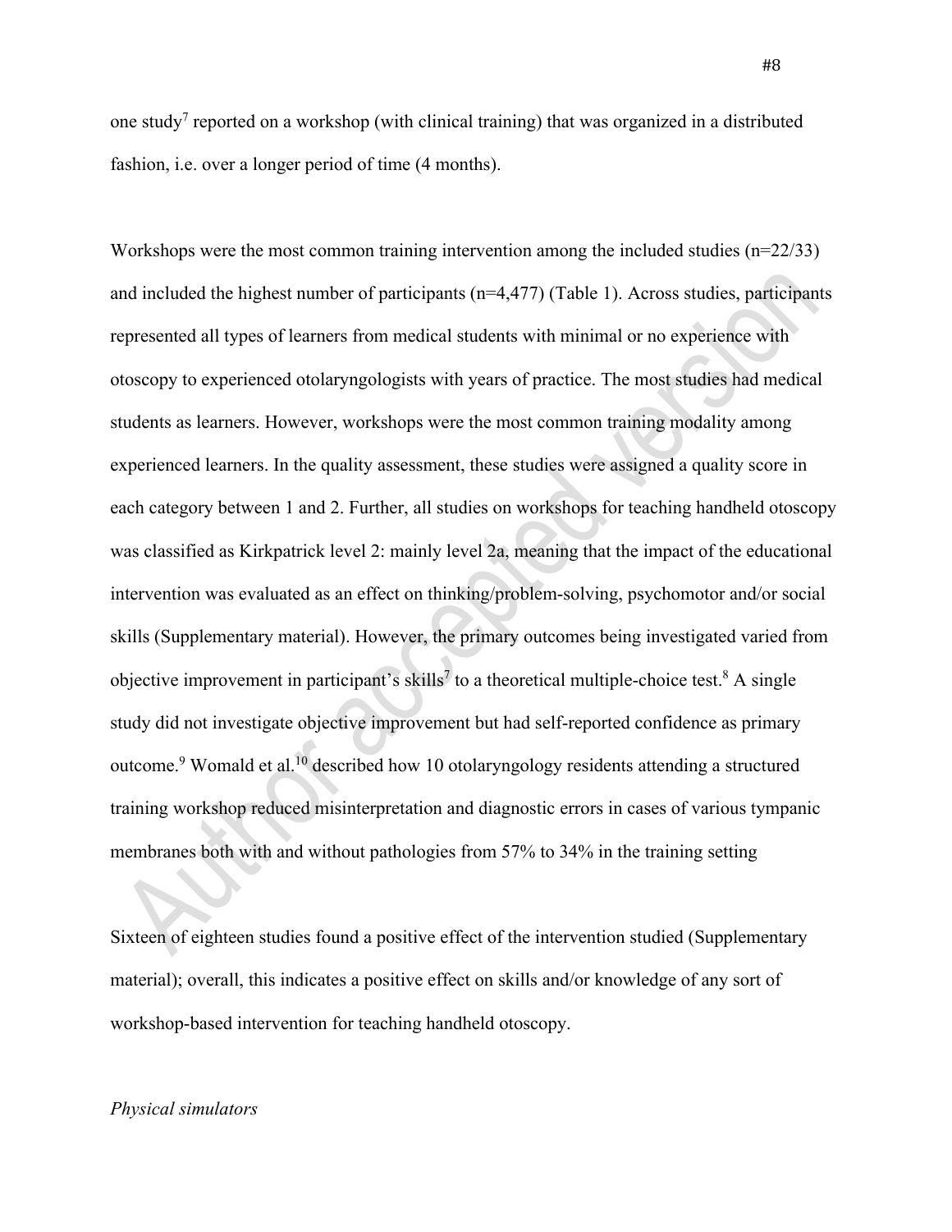one study[7] reported on a workshop (with clinical training) that was organized in a distributed fashion, i.e. over a longer period of time (4 months).

Workshops were the most common training intervention among the included studies (n=22/33) and included the highest number of participants (n=4,477) (Table 1). Across studies, participants represented all types of learners from medical students with minimal or no experience with otoscopy to experienced otolaryngologists with years of practice. The most studies had medical students as learners. However, workshops were the most common training modality among experienced learners. In the quality assessment, these studies were assigned a quality score in each category between 1 and 2. Further, all studies on workshops for teaching handheld otoscopy was classified as Kirkpatrick level 2: mainly level 2a, meaning that the impact of the educational intervention was evaluated as an effect on thinking/problem-solving, psychomotor and/or social skills (Supplementary material). However, the primary outcomes being investigated varied from objective improvement in participant's skills[7] to a theoretical multiple-choice test.[8] A single study did not investigate objective improvement but had self-reported confidence as primary outcome.[9] Womald et al.[10] described how 10 otolaryngology residents attending a structured training workshop reduced misinterpretation and diagnostic errors in cases of various tympanic membranes both with and without pathologies from 57% to 34% in the training setting

Sixteen of eighteen studies found a positive effect of the intervention studied (Supplementary material); overall, this indicates a positive effect on skills and/or knowledge of any sort of workshop-based intervention for teaching handheld otoscopy.

*Physical simulators*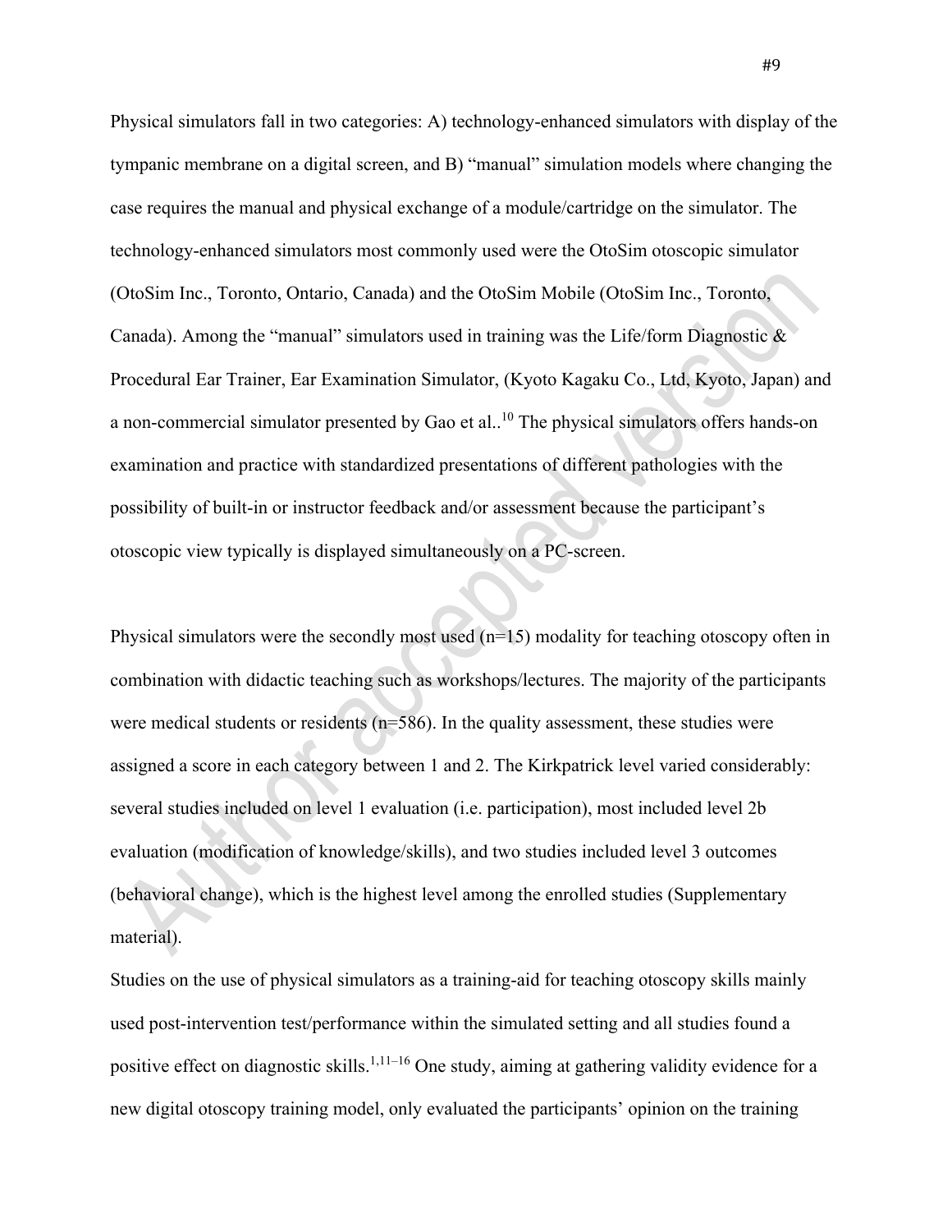Physical simulators fall in two categories: A) technology-enhanced simulators with display of the tympanic membrane on a digital screen, and B) "manual" simulation models where changing the case requires the manual and physical exchange of a module/cartridge on the simulator. The technology-enhanced simulators most commonly used were the OtoSim otoscopic simulator (OtoSim Inc., Toronto, Ontario, Canada) and the OtoSim Mobile (OtoSim Inc., Toronto, Canada). Among the "manual" simulators used in training was the Life/form Diagnostic & Procedural Ear Trainer, Ear Examination Simulator, (Kyoto Kagaku Co., Ltd, Kyoto, Japan) and a non-commercial simulator presented by Gao et al..[10] The physical simulators offers hands-on examination and practice with standardized presentations of different pathologies with the possibility of built-in or instructor feedback and/or assessment because the participant's otoscopic view typically is displayed simultaneously on a PC-screen.

Physical simulators were the secondly most used (n=15) modality for teaching otoscopy often in combination with didactic teaching such as workshops/lectures. The majority of the participants were medical students or residents (n=586). In the quality assessment, these studies were assigned a score in each category between 1 and 2. The Kirkpatrick level varied considerably: several studies included on level 1 evaluation (i.e. participation), most included level 2b evaluation (modification of knowledge/skills), and two studies included level 3 outcomes (behavioral change), which is the highest level among the enrolled studies (Supplementary material).

Studies on the use of physical simulators as a training-aid for teaching otoscopy skills mainly used post-intervention test/performance within the simulated setting and all studies found a positive effect on diagnostic skills.[1,11–16] One study, aiming at gathering validity evidence for a new digital otoscopy training model, only evaluated the participants' opinion on the training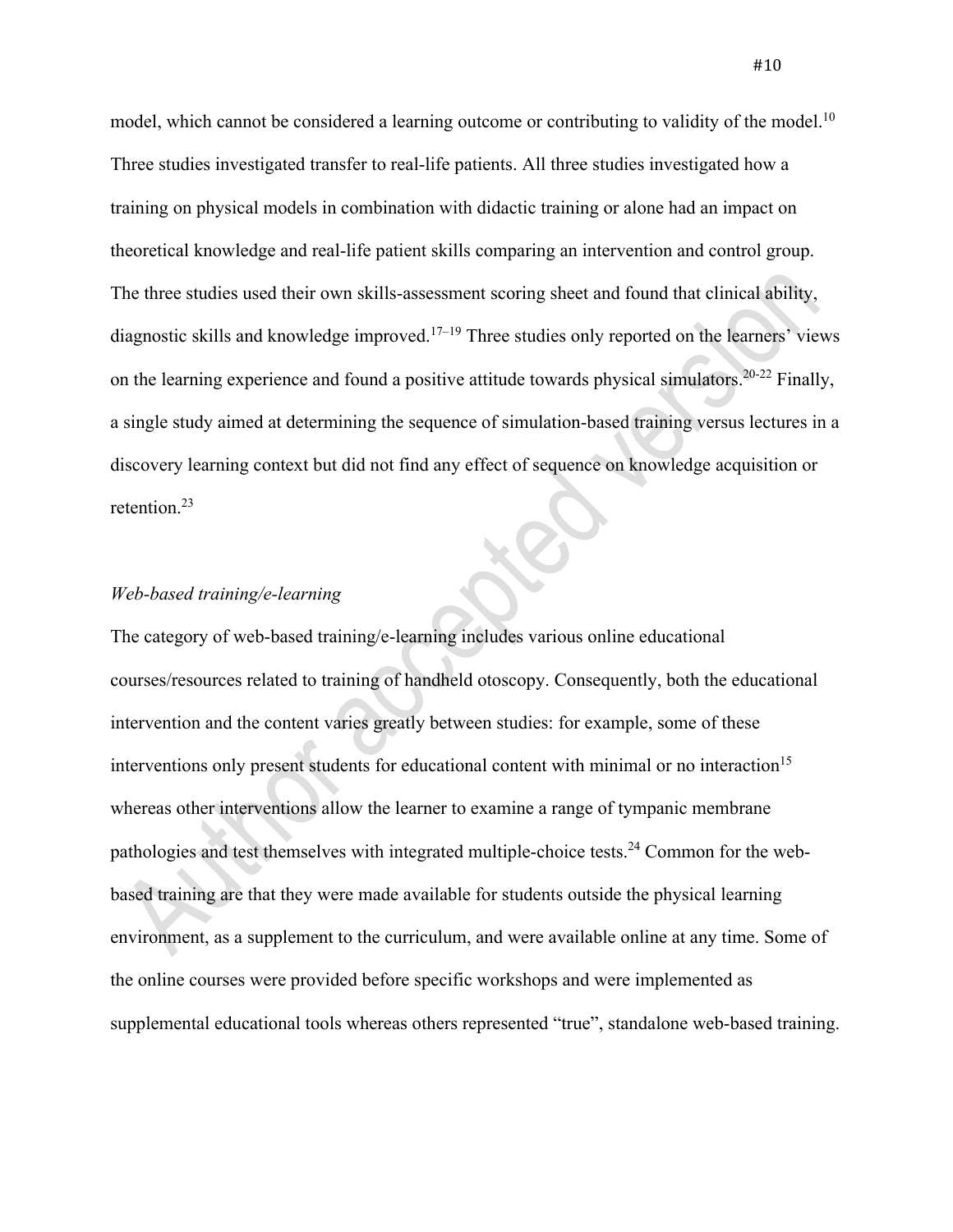model, which cannot be considered a learning outcome or contributing to validity of the model.[10] Three studies investigated transfer to real-life patients. All three studies investigated how a training on physical models in combination with didactic training or alone had an impact on theoretical knowledge and real-life patient skills comparing an intervention and control group. The three studies used their own skills-assessment scoring sheet and found that clinical ability, diagnostic skills and knowledge improved.[17–19] Three studies only reported on the learners' views on the learning experience and found a positive attitude towards physical simulators.[20-22] Finally, a single study aimed at determining the sequence of simulation-based training versus lectures in a discovery learning context but did not find any effect of sequence on knowledge acquisition or retention.[23]

*Web-based training/e-learning*

The category of web-based training/e-learning includes various online educational courses/resources related to training of handheld otoscopy. Consequently, both the educational intervention and the content varies greatly between studies: for example, some of these interventions only present students for educational content with minimal or no interaction[15] whereas other interventions allow the learner to examine a range of tympanic membrane pathologies and test themselves with integrated multiple-choice tests.[24] Common for the web-based training are that they were made available for students outside the physical learning environment, as a supplement to the curriculum, and were available online at any time. Some of the online courses were provided before specific workshops and were implemented as supplemental educational tools whereas others represented "true", standalone web-based training.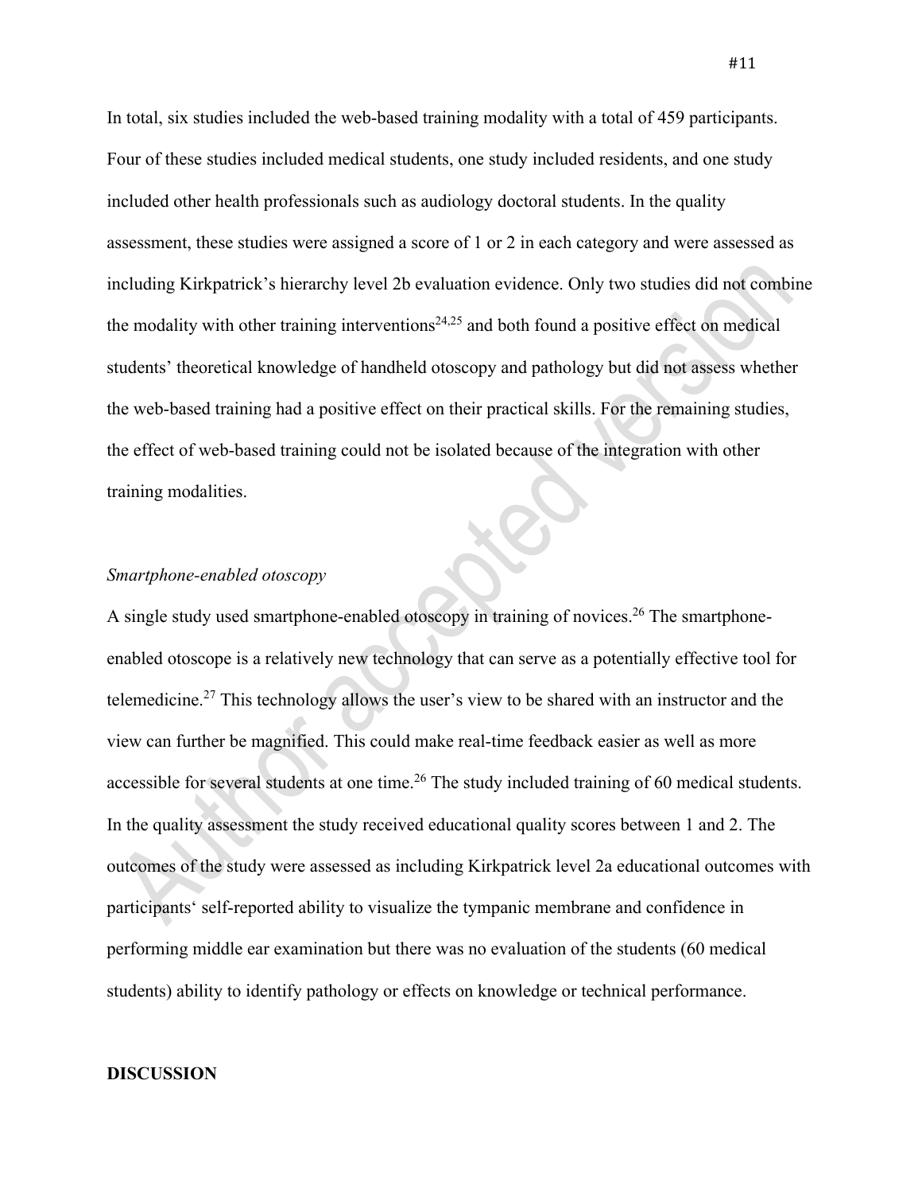In total, six studies included the web-based training modality with a total of 459 participants. Four of these studies included medical students, one study included residents, and one study included other health professionals such as audiology doctoral students. In the quality assessment, these studies were assigned a score of 1 or 2 in each category and were assessed as including Kirkpatrick's hierarchy level 2b evaluation evidence. Only two studies did not combine the modality with other training interventions[24,25] and both found a positive effect on medical students' theoretical knowledge of handheld otoscopy and pathology but did not assess whether the web-based training had a positive effect on their practical skills. For the remaining studies, the effect of web-based training could not be isolated because of the integration with other training modalities.

*Smartphone-enabled otoscopy*

A single study used smartphone-enabled otoscopy in training of novices.[26] The smartphone-enabled otoscope is a relatively new technology that can serve as a potentially effective tool for telemedicine.[27] This technology allows the user's view to be shared with an instructor and the view can further be magnified. This could make real-time feedback easier as well as more accessible for several students at one time.[26] The study included training of 60 medical students. In the quality assessment the study received educational quality scores between 1 and 2. The outcomes of the study were assessed as including Kirkpatrick level 2a educational outcomes with participants' self-reported ability to visualize the tympanic membrane and confidence in performing middle ear examination but there was no evaluation of the students (60 medical students) ability to identify pathology or effects on knowledge or technical performance.

**DISCUSSION**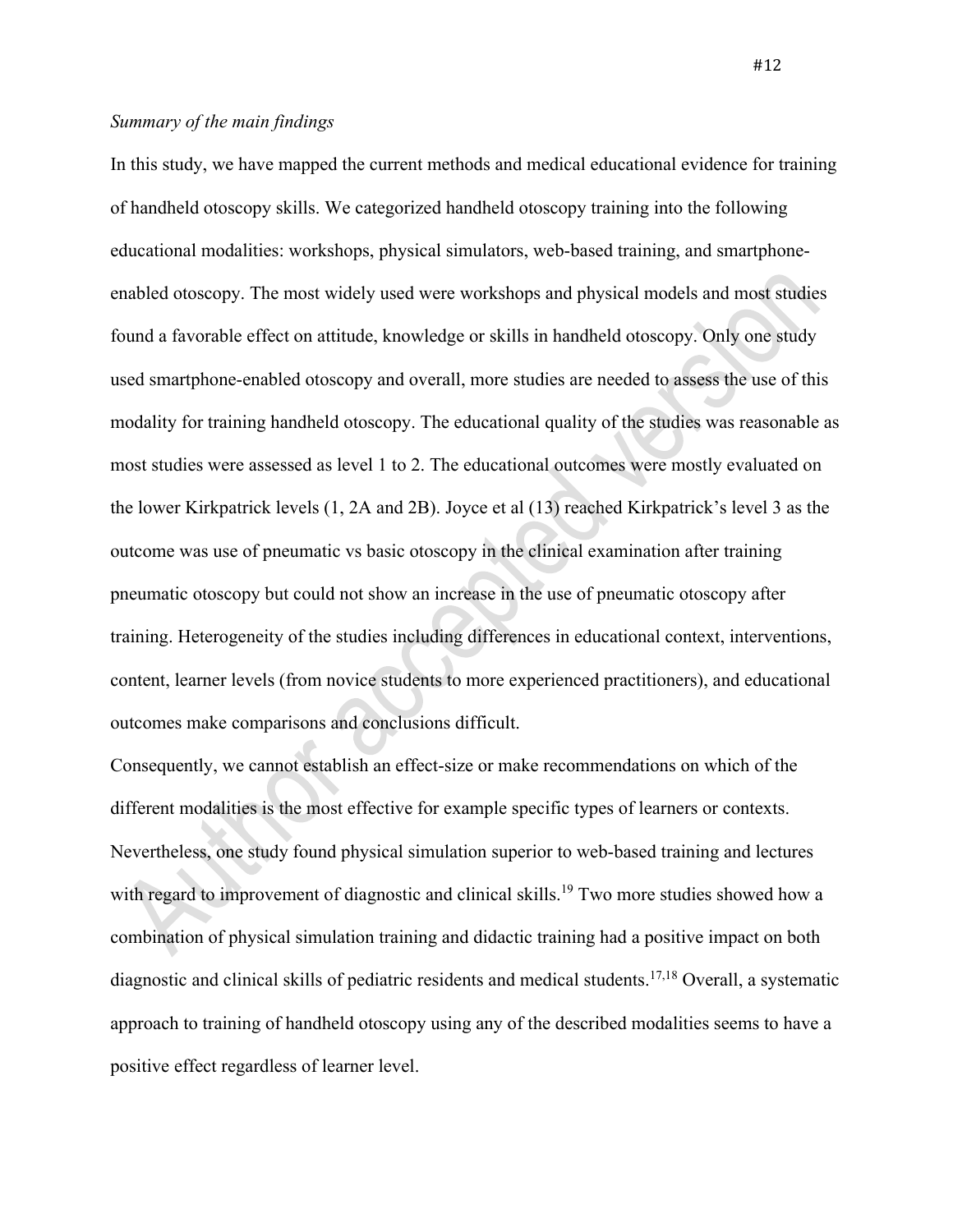*Summary of the main findings*

In this study, we have mapped the current methods and medical educational evidence for training of handheld otoscopy skills. We categorized handheld otoscopy training into the following educational modalities: workshops, physical simulators, web-based training, and smartphone-enabled otoscopy. The most widely used were workshops and physical models and most studies found a favorable effect on attitude, knowledge or skills in handheld otoscopy. Only one study used smartphone-enabled otoscopy and overall, more studies are needed to assess the use of this modality for training handheld otoscopy. The educational quality of the studies was reasonable as most studies were assessed as level 1 to 2. The educational outcomes were mostly evaluated on the lower Kirkpatrick levels (1, 2A and 2B). Joyce et al (13) reached Kirkpatrick's level 3 as the outcome was use of pneumatic vs basic otoscopy in the clinical examination after training pneumatic otoscopy but could not show an increase in the use of pneumatic otoscopy after training. Heterogeneity of the studies including differences in educational context, interventions, content, learner levels (from novice students to more experienced practitioners), and educational outcomes make comparisons and conclusions difficult.

Consequently, we cannot establish an effect-size or make recommendations on which of the different modalities is the most effective for example specific types of learners or contexts. Nevertheless, one study found physical simulation superior to web-based training and lectures with regard to improvement of diagnostic and clinical skills.[19] Two more studies showed how a combination of physical simulation training and didactic training had a positive impact on both diagnostic and clinical skills of pediatric residents and medical students.[17,18] Overall, a systematic approach to training of handheld otoscopy using any of the described modalities seems to have a positive effect regardless of learner level.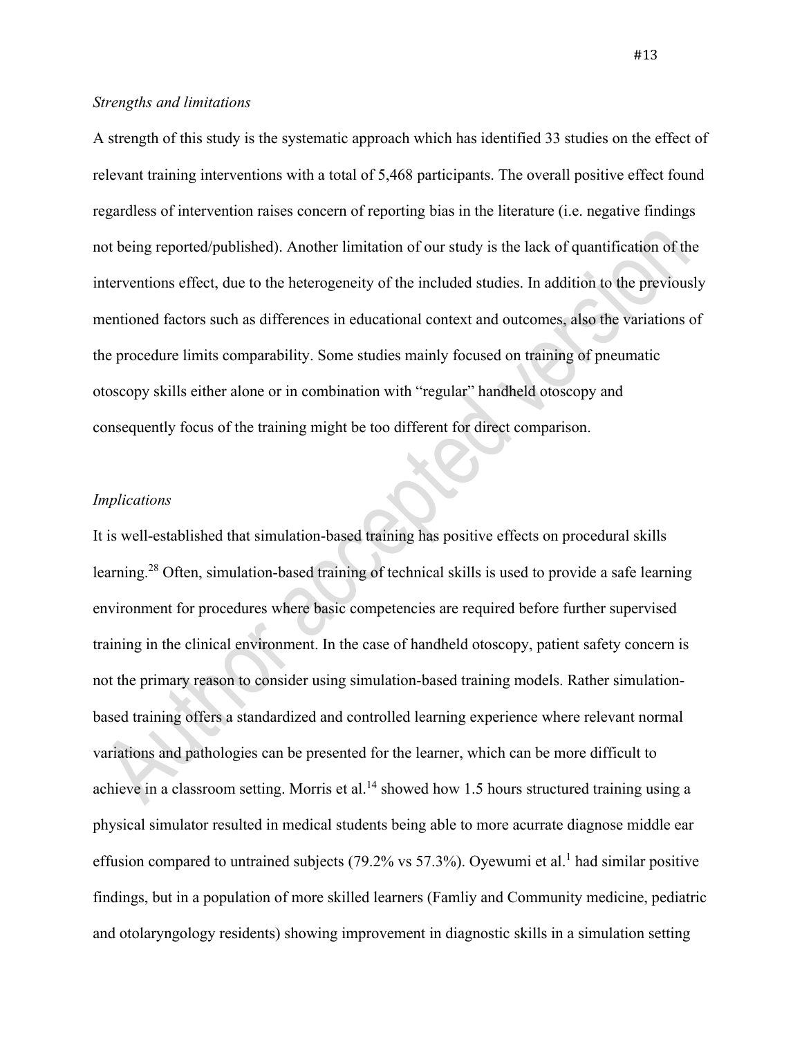*Strengths and limitations*

A strength of this study is the systematic approach which has identified 33 studies on the effect of relevant training interventions with a total of 5,468 participants. The overall positive effect found regardless of intervention raises concern of reporting bias in the literature (i.e. negative findings not being reported/published). Another limitation of our study is the lack of quantification of the interventions effect, due to the heterogeneity of the included studies. In addition to the previously mentioned factors such as differences in educational context and outcomes, also the variations of the procedure limits comparability. Some studies mainly focused on training of pneumatic otoscopy skills either alone or in combination with "regular" handheld otoscopy and consequently focus of the training might be too different for direct comparison.

*Implications*

It is well-established that simulation-based training has positive effects on procedural skills learning.[28] Often, simulation-based training of technical skills is used to provide a safe learning environment for procedures where basic competencies are required before further supervised training in the clinical environment. In the case of handheld otoscopy, patient safety concern is not the primary reason to consider using simulation-based training models. Rather simulation-based training offers a standardized and controlled learning experience where relevant normal variations and pathologies can be presented for the learner, which can be more difficult to achieve in a classroom setting. Morris et al.[14] showed how 1.5 hours structured training using a physical simulator resulted in medical students being able to more acurrate diagnose middle ear effusion compared to untrained subjects (79.2% vs 57.3%). Oyewumi et al.[1] had similar positive findings, but in a population of more skilled learners (Famliy and Community medicine, pediatric and otolaryngology residents) showing improvement in diagnostic skills in a simulation setting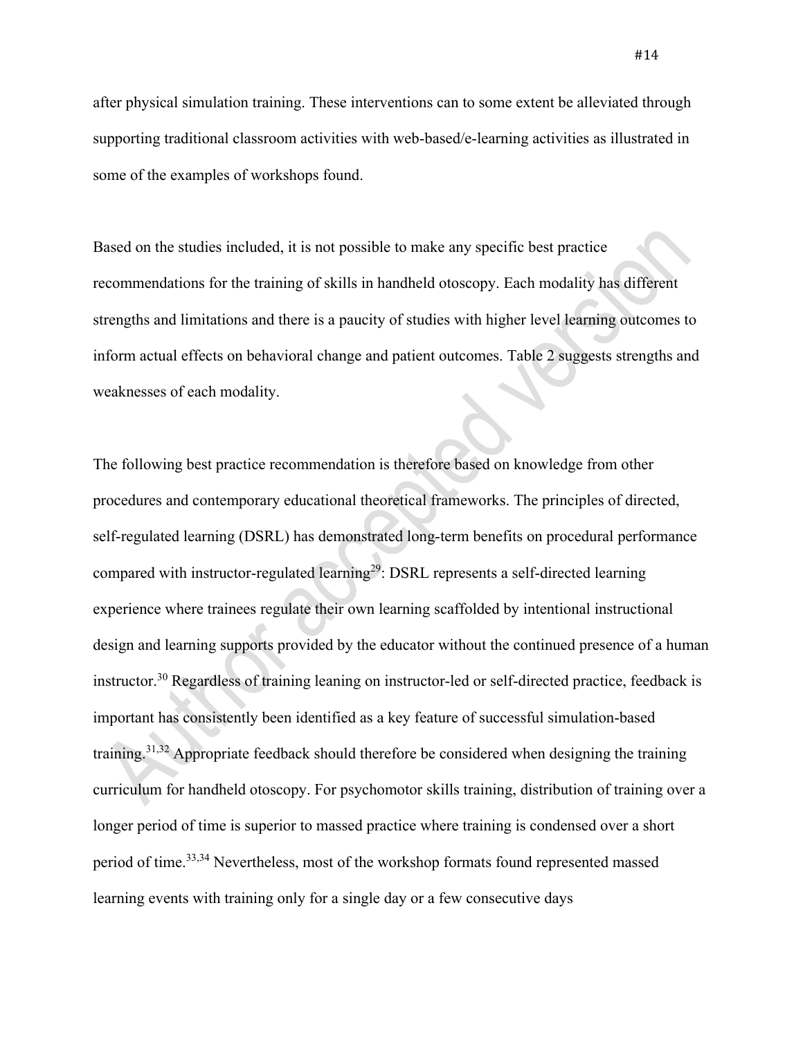after physical simulation training. These interventions can to some extent be alleviated through supporting traditional classroom activities with web-based/e-learning activities as illustrated in some of the examples of workshops found.

Based on the studies included, it is not possible to make any specific best practice recommendations for the training of skills in handheld otoscopy. Each modality has different strengths and limitations and there is a paucity of studies with higher level learning outcomes to inform actual effects on behavioral change and patient outcomes. Table 2 suggests strengths and weaknesses of each modality.

The following best practice recommendation is therefore based on knowledge from other procedures and contemporary educational theoretical frameworks. The principles of directed, self-regulated learning (DSRL) has demonstrated long-term benefits on procedural performance compared with instructor-regulated learning[29]: DSRL represents a self-directed learning experience where trainees regulate their own learning scaffolded by intentional instructional design and learning supports provided by the educator without the continued presence of a human instructor.[30] Regardless of training leaning on instructor-led or self-directed practice, feedback is important has consistently been identified as a key feature of successful simulation-based training.[31,32] Appropriate feedback should therefore be considered when designing the training curriculum for handheld otoscopy. For psychomotor skills training, distribution of training over a longer period of time is superior to massed practice where training is condensed over a short period of time.[33,34] Nevertheless, most of the workshop formats found represented massed learning events with training only for a single day or a few consecutive days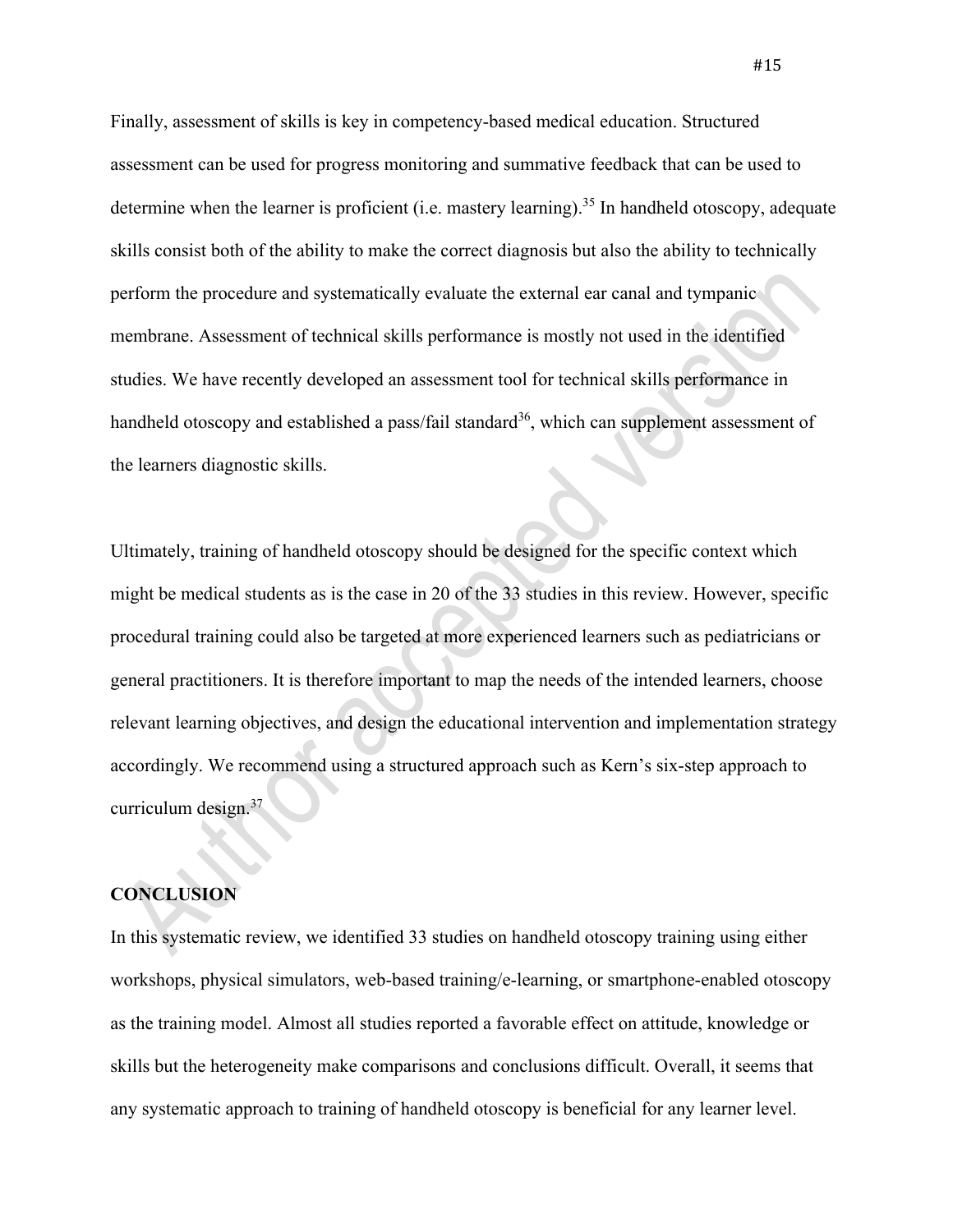Finally, assessment of skills is key in competency-based medical education. Structured assessment can be used for progress monitoring and summative feedback that can be used to determine when the learner is proficient (i.e. mastery learning).[35] In handheld otoscopy, adequate skills consist both of the ability to make the correct diagnosis but also the ability to technically perform the procedure and systematically evaluate the external ear canal and tympanic membrane. Assessment of technical skills performance is mostly not used in the identified studies. We have recently developed an assessment tool for technical skills performance in handheld otoscopy and established a pass/fail standard[36], which can supplement assessment of the learners diagnostic skills.

Ultimately, training of handheld otoscopy should be designed for the specific context which might be medical students as is the case in 20 of the 33 studies in this review. However, specific procedural training could also be targeted at more experienced learners such as pediatricians or general practitioners. It is therefore important to map the needs of the intended learners, choose relevant learning objectives, and design the educational intervention and implementation strategy accordingly. We recommend using a structured approach such as Kern's six-step approach to curriculum design.[37]

## CONCLUSION

In this systematic review, we identified 33 studies on handheld otoscopy training using either workshops, physical simulators, web-based training/e-learning, or smartphone-enabled otoscopy as the training model. Almost all studies reported a favorable effect on attitude, knowledge or skills but the heterogeneity make comparisons and conclusions difficult. Overall, it seems that any systematic approach to training of handheld otoscopy is beneficial for any learner level.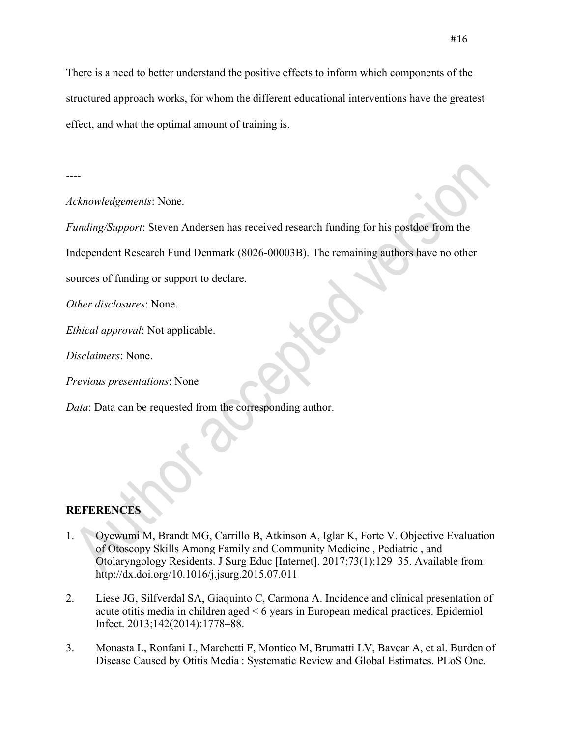There is a need to better understand the positive effects to inform which components of the structured approach works, for whom the different educational interventions have the greatest effect, and what the optimal amount of training is.

----

*Acknowledgements*: None.

*Funding/Support*: Steven Andersen has received research funding for his postdoc from the Independent Research Fund Denmark (8026-00003B). The remaining authors have no other sources of funding or support to declare.

*Other disclosures*: None.

*Ethical approval*: Not applicable.

*Disclaimers*: None.

*Previous presentations*: None

*Data*: Data can be requested from the corresponding author.

## REFERENCES

1. Oyewumi M, Brandt MG, Carrillo B, Atkinson A, Iglar K, Forte V. Objective Evaluation of Otoscopy Skills Among Family and Community Medicine , Pediatric , and Otolaryngology Residents. J Surg Educ [Internet]. 2017;73(1):129–35. Available from: http://dx.doi.org/10.1016/j.jsurg.2015.07.011

2. Liese JG, Silfverdal SA, Giaquinto C, Carmona A. Incidence and clinical presentation of acute otitis media in children aged < 6 years in European medical practices. Epidemiol Infect. 2013;142(2014):1778–88.

3. Monasta L, Ronfani L, Marchetti F, Montico M, Brumatti LV, Bavcar A, et al. Burden of Disease Caused by Otitis Media : Systematic Review and Global Estimates. PLoS One.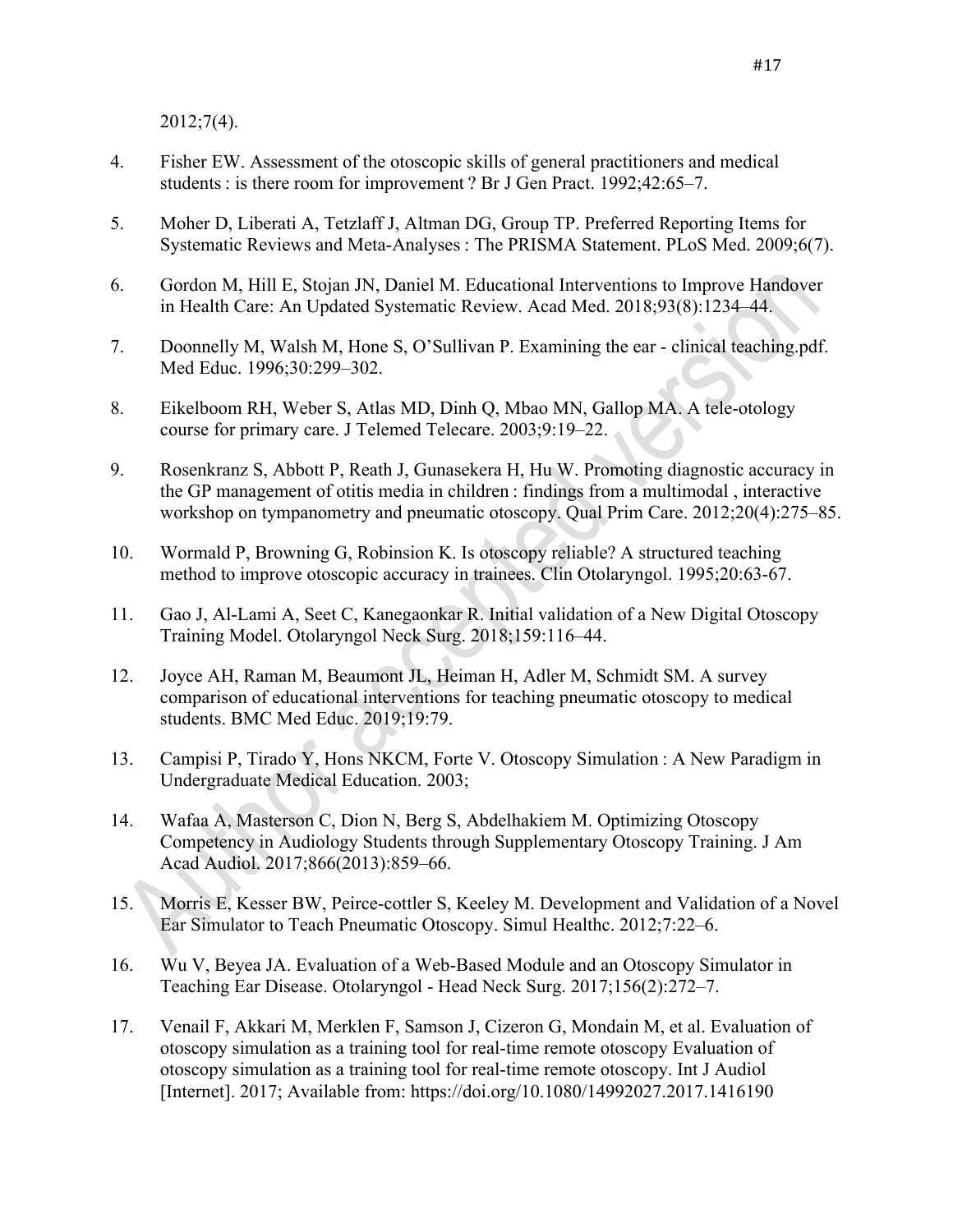2012;7(4).

4. Fisher EW. Assessment of the otoscopic skills of general practitioners and medical students : is there room for improvement ? Br J Gen Pract. 1992;42:65–7.

5. Moher D, Liberati A, Tetzlaff J, Altman DG, Group TP. Preferred Reporting Items for Systematic Reviews and Meta-Analyses : The PRISMA Statement. PLoS Med. 2009;6(7).

6. Gordon M, Hill E, Stojan JN, Daniel M. Educational Interventions to Improve Handover in Health Care: An Updated Systematic Review. Acad Med. 2018;93(8):1234–44.

7. Doonnelly M, Walsh M, Hone S, O'Sullivan P. Examining the ear - clinical teaching.pdf. Med Educ. 1996;30:299–302.

8. Eikelboom RH, Weber S, Atlas MD, Dinh Q, Mbao MN, Gallop MA. A tele-otology course for primary care. J Telemed Telecare. 2003;9:19–22.

9. Rosenkranz S, Abbott P, Reath J, Gunasekera H, Hu W. Promoting diagnostic accuracy in the GP management of otitis media in children : findings from a multimodal , interactive workshop on tympanometry and pneumatic otoscopy. Qual Prim Care. 2012;20(4):275–85.

10. Wormald P, Browning G, Robinsion K. Is otoscopy reliable? A structured teaching method to improve otoscopic accuracy in trainees. Clin Otolaryngol. 1995;20:63-67.

11. Gao J, Al-Lami A, Seet C, Kanegaonkar R. Initial validation of a New Digital Otoscopy Training Model. Otolaryngol Neck Surg. 2018;159:116–44.

12. Joyce AH, Raman M, Beaumont JL, Heiman H, Adler M, Schmidt SM. A survey comparison of educational interventions for teaching pneumatic otoscopy to medical students. BMC Med Educ. 2019;19:79.

13. Campisi P, Tirado Y, Hons NKCM, Forte V. Otoscopy Simulation : A New Paradigm in Undergraduate Medical Education. 2003;

14. Wafaa A, Masterson C, Dion N, Berg S, Abdelhakiem M. Optimizing Otoscopy Competency in Audiology Students through Supplementary Otoscopy Training. J Am Acad Audiol. 2017;866(2013):859–66.

15. Morris E, Kesser BW, Peirce-cottler S, Keeley M. Development and Validation of a Novel Ear Simulator to Teach Pneumatic Otoscopy. Simul Healthc. 2012;7:22–6.

16. Wu V, Beyea JA. Evaluation of a Web-Based Module and an Otoscopy Simulator in Teaching Ear Disease. Otolaryngol - Head Neck Surg. 2017;156(2):272–7.

17. Venail F, Akkari M, Merklen F, Samson J, Cizeron G, Mondain M, et al. Evaluation of otoscopy simulation as a training tool for real-time remote otoscopy Evaluation of otoscopy simulation as a training tool for real-time remote otoscopy. Int J Audiol [Internet]. 2017; Available from: https://doi.org/10.1080/14992027.2017.1416190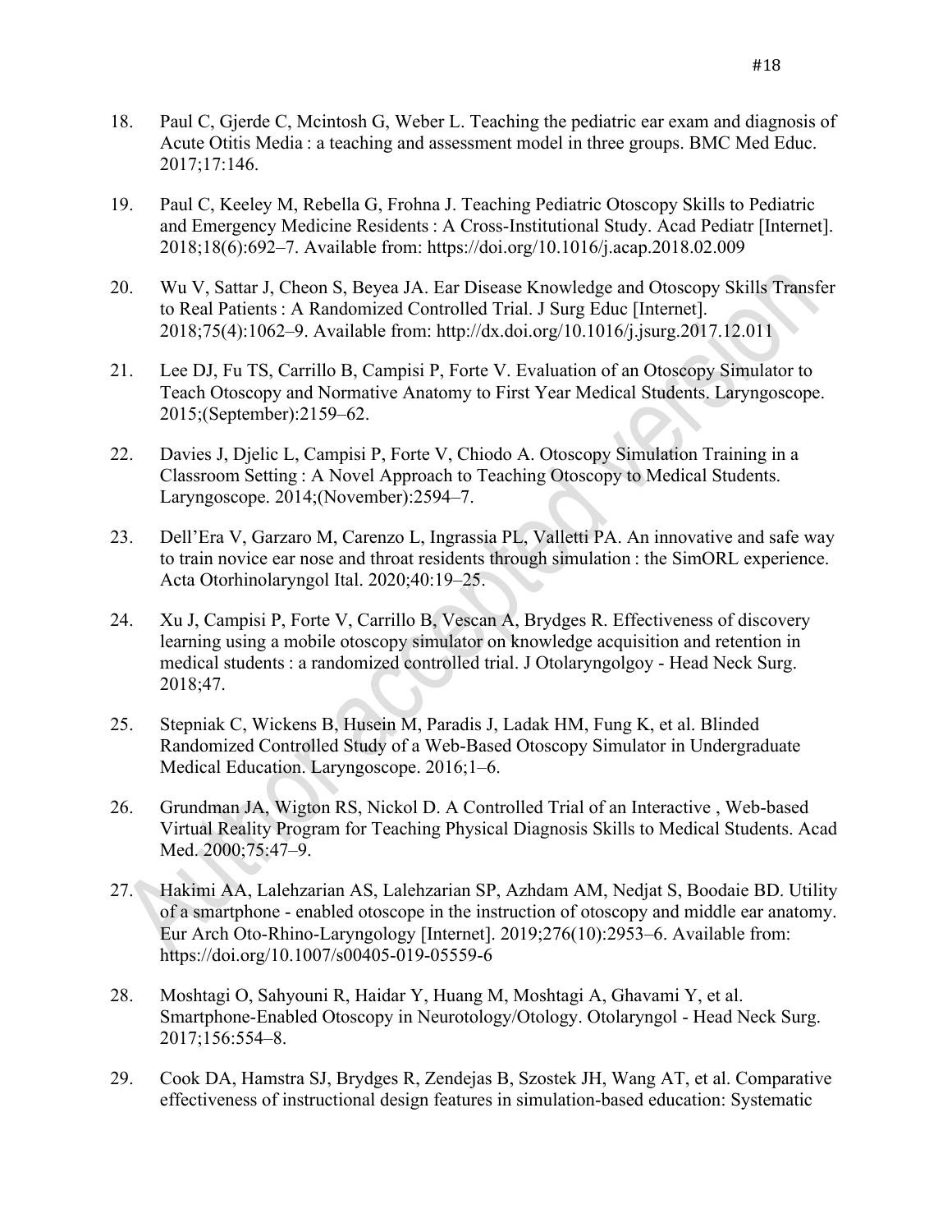18. Paul C, Gjerde C, Mcintosh G, Weber L. Teaching the pediatric ear exam and diagnosis of Acute Otitis Media : a teaching and assessment model in three groups. BMC Med Educ. 2017;17:146.

19. Paul C, Keeley M, Rebella G, Frohna J. Teaching Pediatric Otoscopy Skills to Pediatric and Emergency Medicine Residents : A Cross-Institutional Study. Acad Pediatr [Internet]. 2018;18(6):692–7. Available from: https://doi.org/10.1016/j.acap.2018.02.009

20. Wu V, Sattar J, Cheon S, Beyea JA. Ear Disease Knowledge and Otoscopy Skills Transfer to Real Patients : A Randomized Controlled Trial. J Surg Educ [Internet]. 2018;75(4):1062–9. Available from: http://dx.doi.org/10.1016/j.jsurg.2017.12.011

21. Lee DJ, Fu TS, Carrillo B, Campisi P, Forte V. Evaluation of an Otoscopy Simulator to Teach Otoscopy and Normative Anatomy to First Year Medical Students. Laryngoscope. 2015;(September):2159–62.

22. Davies J, Djelic L, Campisi P, Forte V, Chiodo A. Otoscopy Simulation Training in a Classroom Setting : A Novel Approach to Teaching Otoscopy to Medical Students. Laryngoscope. 2014;(November):2594–7.

23. Dell'Era V, Garzaro M, Carenzo L, Ingrassia PL, Valletti PA. An innovative and safe way to train novice ear nose and throat residents through simulation : the SimORL experience. Acta Otorhinolaryngol Ital. 2020;40:19–25.

24. Xu J, Campisi P, Forte V, Carrillo B, Vescan A, Brydges R. Effectiveness of discovery learning using a mobile otoscopy simulator on knowledge acquisition and retention in medical students : a randomized controlled trial. J Otolaryngolgoy - Head Neck Surg. 2018;47.

25. Stepniak C, Wickens B, Husein M, Paradis J, Ladak HM, Fung K, et al. Blinded Randomized Controlled Study of a Web-Based Otoscopy Simulator in Undergraduate Medical Education. Laryngoscope. 2016;1–6.

26. Grundman JA, Wigton RS, Nickol D. A Controlled Trial of an Interactive , Web-based Virtual Reality Program for Teaching Physical Diagnosis Skills to Medical Students. Acad Med. 2000;75:47–9.

27. Hakimi AA, Lalehzarian AS, Lalehzarian SP, Azhdam AM, Nedjat S, Boodaie BD. Utility of a smartphone - enabled otoscope in the instruction of otoscopy and middle ear anatomy. Eur Arch Oto-Rhino-Laryngology [Internet]. 2019;276(10):2953–6. Available from: https://doi.org/10.1007/s00405-019-05559-6

28. Moshtagi O, Sahyouni R, Haidar Y, Huang M, Moshtagi A, Ghavami Y, et al. Smartphone-Enabled Otoscopy in Neurotology/Otology. Otolaryngol - Head Neck Surg. 2017;156:554–8.

29. Cook DA, Hamstra SJ, Brydges R, Zendejas B, Szostek JH, Wang AT, et al. Comparative effectiveness of instructional design features in simulation-based education: Systematic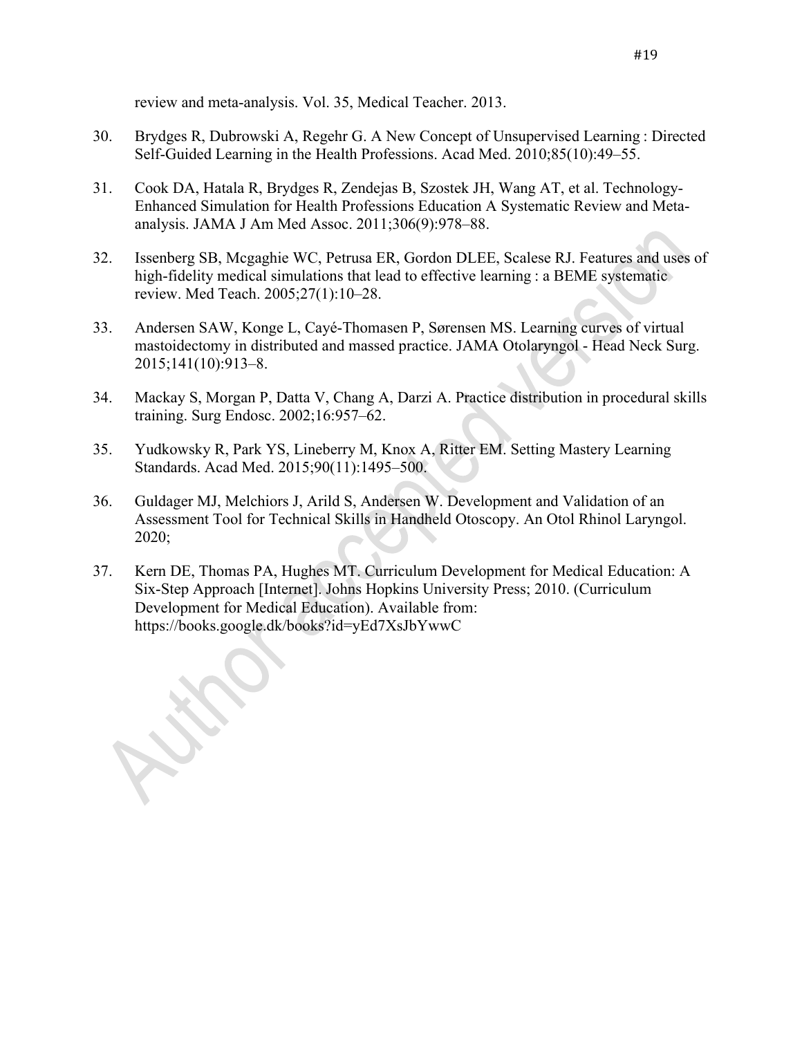review and meta-analysis. Vol. 35, Medical Teacher. 2013.

30. Brydges R, Dubrowski A, Regehr G. A New Concept of Unsupervised Learning : Directed Self-Guided Learning in the Health Professions. Acad Med. 2010;85(10):49–55.

31. Cook DA, Hatala R, Brydges R, Zendejas B, Szostek JH, Wang AT, et al. Technology-Enhanced Simulation for Health Professions Education A Systematic Review and Meta-analysis. JAMA J Am Med Assoc. 2011;306(9):978–88.

32. Issenberg SB, Mcgaghie WC, Petrusa ER, Gordon DLEE, Scalese RJ. Features and uses of high-fidelity medical simulations that lead to effective learning : a BEME systematic review. Med Teach. 2005;27(1):10–28.

33. Andersen SAW, Konge L, Cayé-Thomasen P, Sørensen MS. Learning curves of virtual mastoidectomy in distributed and massed practice. JAMA Otolaryngol - Head Neck Surg. 2015;141(10):913–8.

34. Mackay S, Morgan P, Datta V, Chang A, Darzi A. Practice distribution in procedural skills training. Surg Endosc. 2002;16:957–62.

35. Yudkowsky R, Park YS, Lineberry M, Knox A, Ritter EM. Setting Mastery Learning Standards. Acad Med. 2015;90(11):1495–500.

36. Guldager MJ, Melchiors J, Arild S, Andersen W. Development and Validation of an Assessment Tool for Technical Skills in Handheld Otoscopy. An Otol Rhinol Laryngol. 2020;

37. Kern DE, Thomas PA, Hughes MT. Curriculum Development for Medical Education: A Six-Step Approach [Internet]. Johns Hopkins University Press; 2010. (Curriculum Development for Medical Education). Available from: https://books.google.dk/books?id=yEd7XsJbYwwC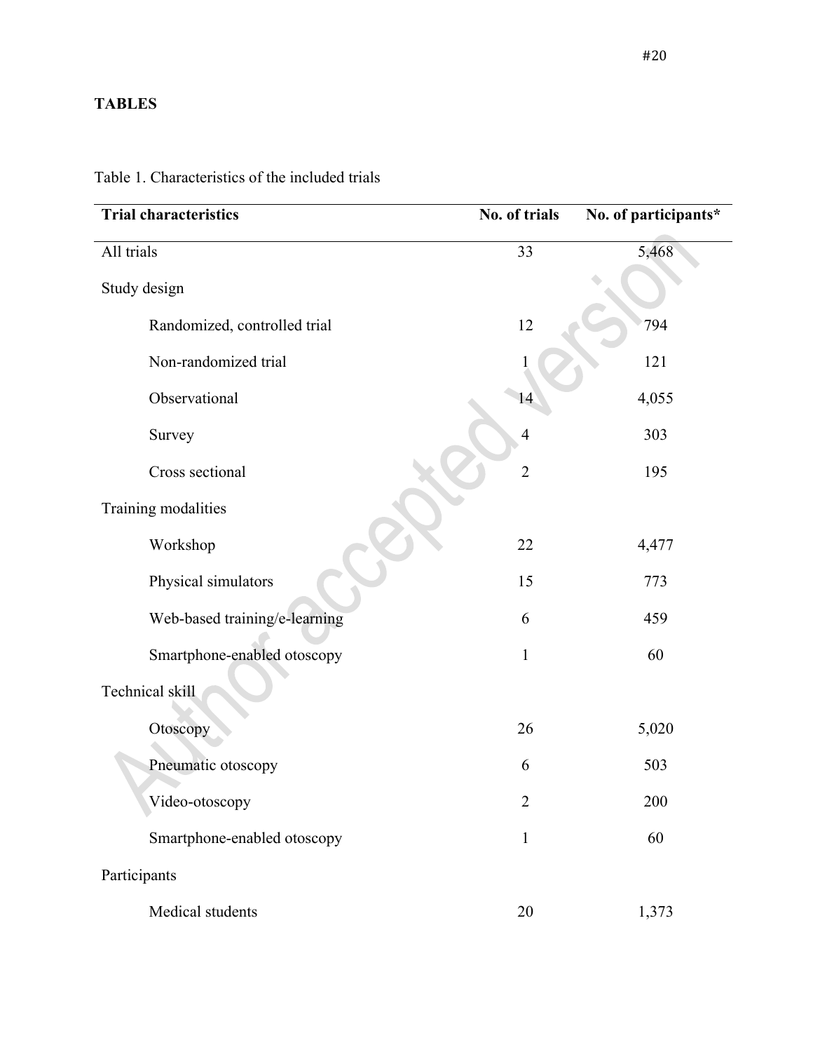**TABLES**

Table 1. Characteristics of the included trials

| Trial characteristics | No. of trials | No. of participants* |
|---|---|---|
| All trials | 33 | 5,468 |
| Study design | | |
| Randomized, controlled trial | 12 | 794 |
| Non-randomized trial | 1 | 121 |
| Observational | 14 | 4,055 |
| Survey | 4 | 303 |
| Cross sectional | 2 | 195 |
| Training modalities | | |
| Workshop | 22 | 4,477 |
| Physical simulators | 15 | 773 |
| Web-based training/e-learning | 6 | 459 |
| Smartphone-enabled otoscopy | 1 | 60 |
| Technical skill | | |
| Otoscopy | 26 | 5,020 |
| Pneumatic otoscopy | 6 | 503 |
| Video-otoscopy | 2 | 200 |
| Smartphone-enabled otoscopy | 1 | 60 |
| Participants | | |
| Medical students | 20 | 1,373 |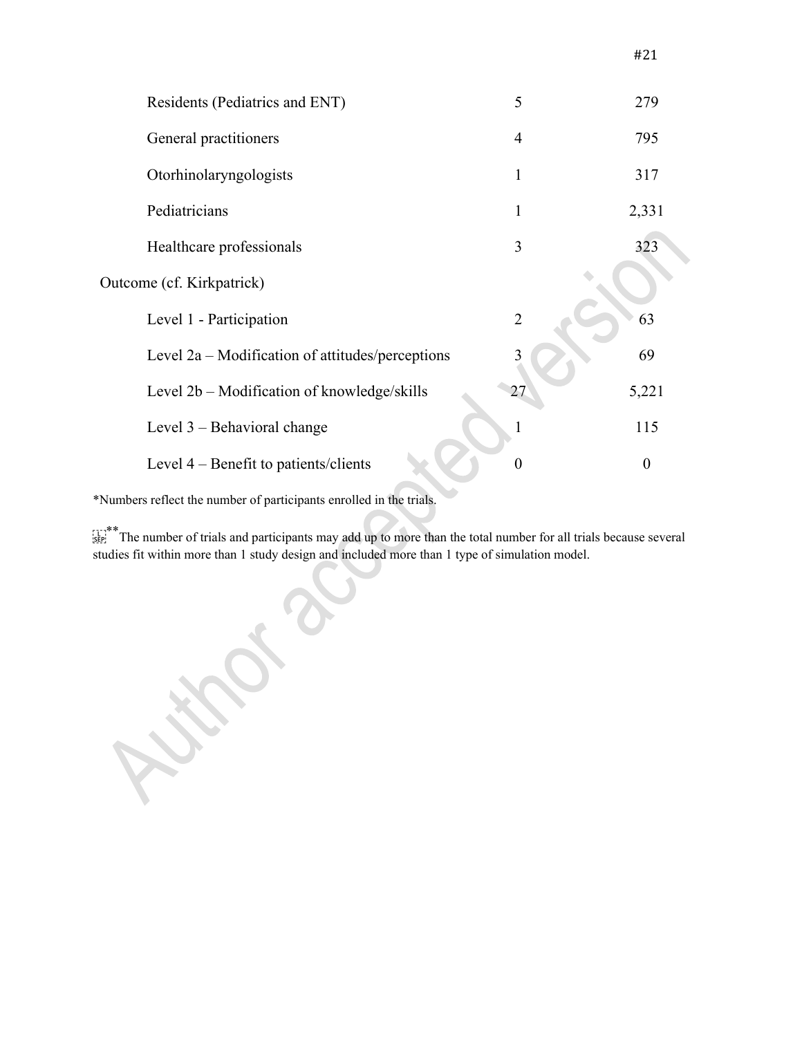| | | |
|---|---|---|
| Residents (Pediatrics and ENT) | 5 | 279 |
| General practitioners | 4 | 795 |
| Otorhinolaryngologists | 1 | 317 |
| Pediatricians | 1 | 2,331 |
| Healthcare professionals | 3 | 323 |
| Outcome (cf. Kirkpatrick) | | |
| Level 1 - Participation | 2 | 63 |
| Level 2a – Modification of attitudes/perceptions | 3 | 69 |
| Level 2b – Modification of knowledge/skills | 27 | 5,221 |
| Level 3 – Behavioral change | 1 | 115 |
| Level 4 – Benefit to patients/clients | 0 | 0 |

*Numbers reflect the number of participants enrolled in the trials.

**The number of trials and participants may add up to more than the total number for all trials because several studies fit within more than 1 study design and included more than 1 type of simulation model.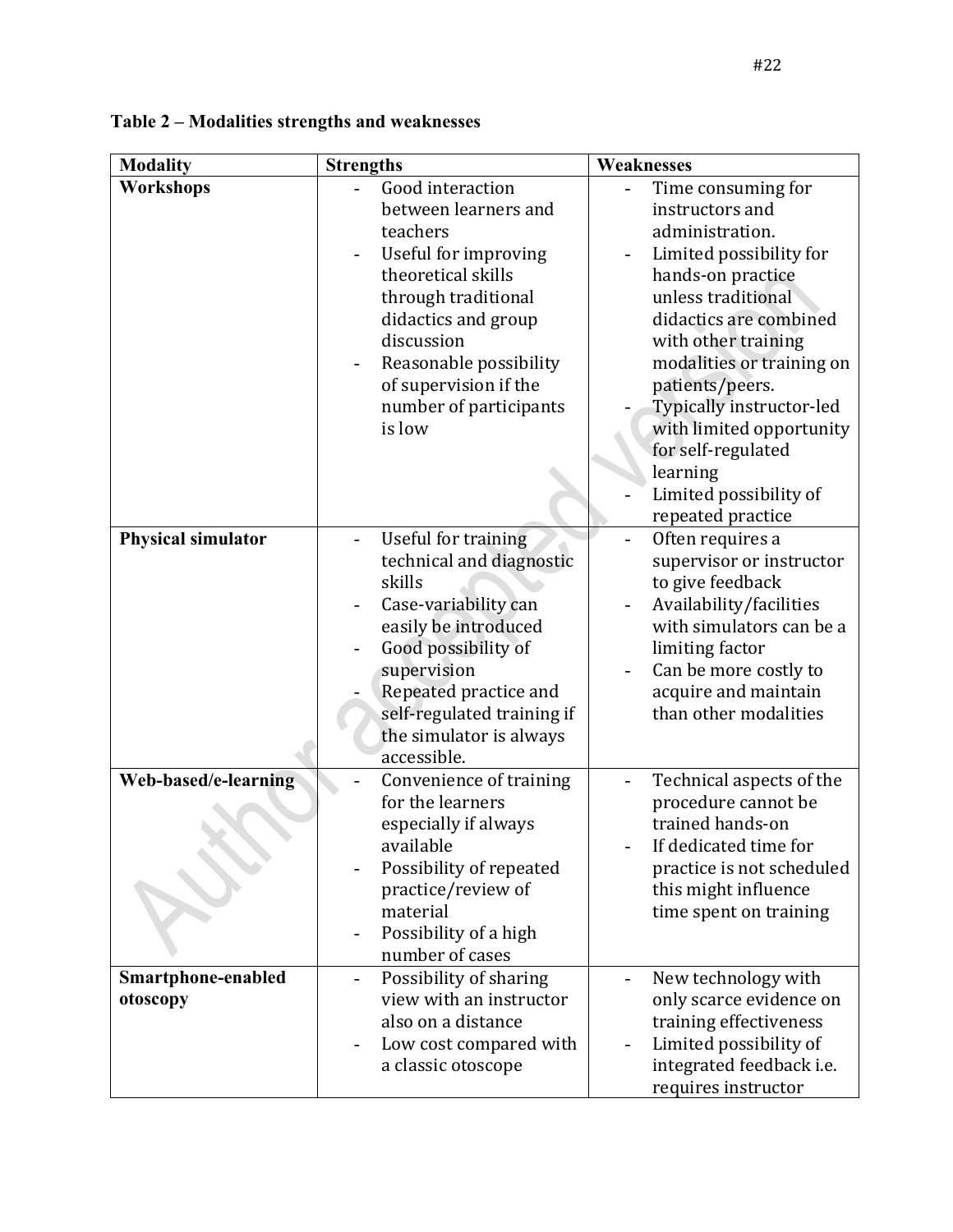**Table 2 – Modalities strengths and weaknesses**

| Modality | Strengths | Weaknesses |
|---|---|---|
| **Workshops** | - Good interaction between learners and teachers<br>- Useful for improving theoretical skills through traditional didactics and group discussion<br>- Reasonable possibility of supervision if the number of participants is low | - Time consuming for instructors and administration.<br>- Limited possibility for hands-on practice unless traditional didactics are combined with other training modalities or training on patients/peers.<br>- Typically instructor-led with limited opportunity for self-regulated learning<br>- Limited possibility of repeated practice |
| **Physical simulator** | - Useful for training technical and diagnostic skills<br>- Case-variability can easily be introduced<br>- Good possibility of supervision<br>- Repeated practice and self-regulated training if the simulator is always accessible. | - Often requires a supervisor or instructor to give feedback<br>- Availability/facilities with simulators can be a limiting factor<br>- Can be more costly to acquire and maintain than other modalities |
| **Web-based/e-learning** | - Convenience of training for the learners especially if always available<br>- Possibility of repeated practice/review of material<br>- Possibility of a high number of cases | - Technical aspects of the procedure cannot be trained hands-on<br>- If dedicated time for practice is not scheduled this might influence time spent on training |
| **Smartphone-enabled otoscopy** | - Possibility of sharing view with an instructor also on a distance<br>- Low cost compared with a classic otoscope | - New technology with only scarce evidence on training effectiveness<br>- Limited possibility of integrated feedback i.e. requires instructor |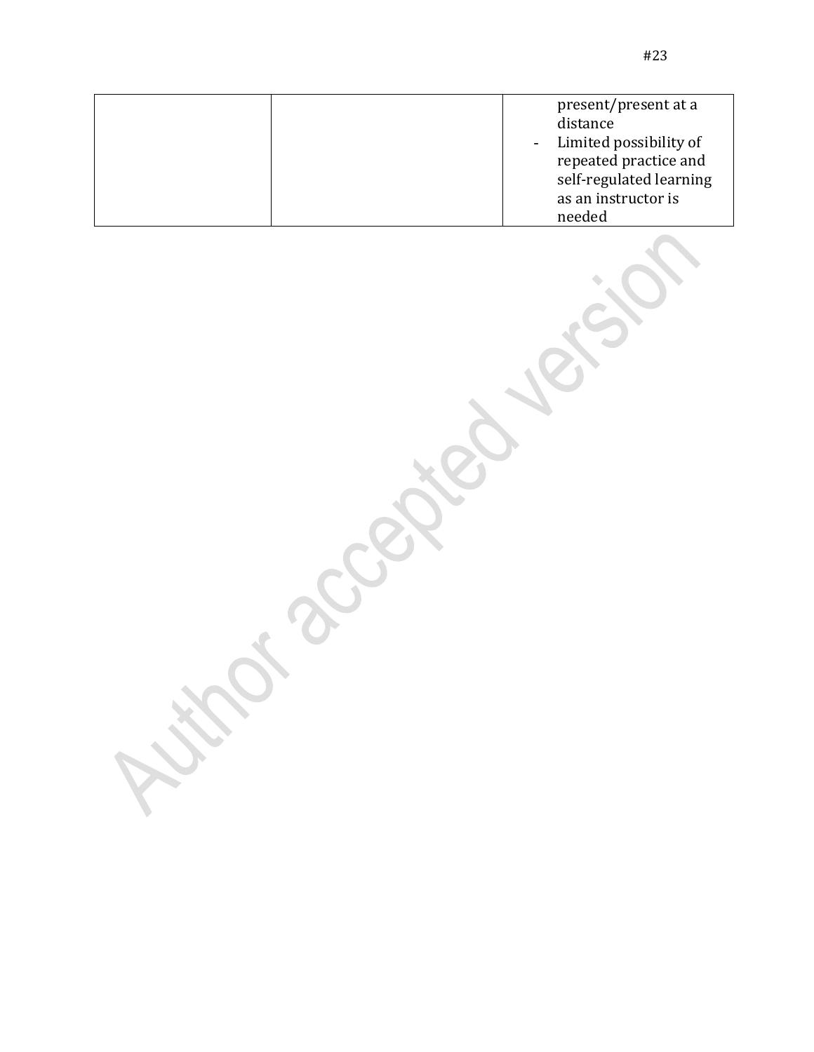|  |  |  |
|---|---|---|
|  |  | present/present at a distance<br>- Limited possibility of repeated practice and self-regulated learning as an instructor is needed |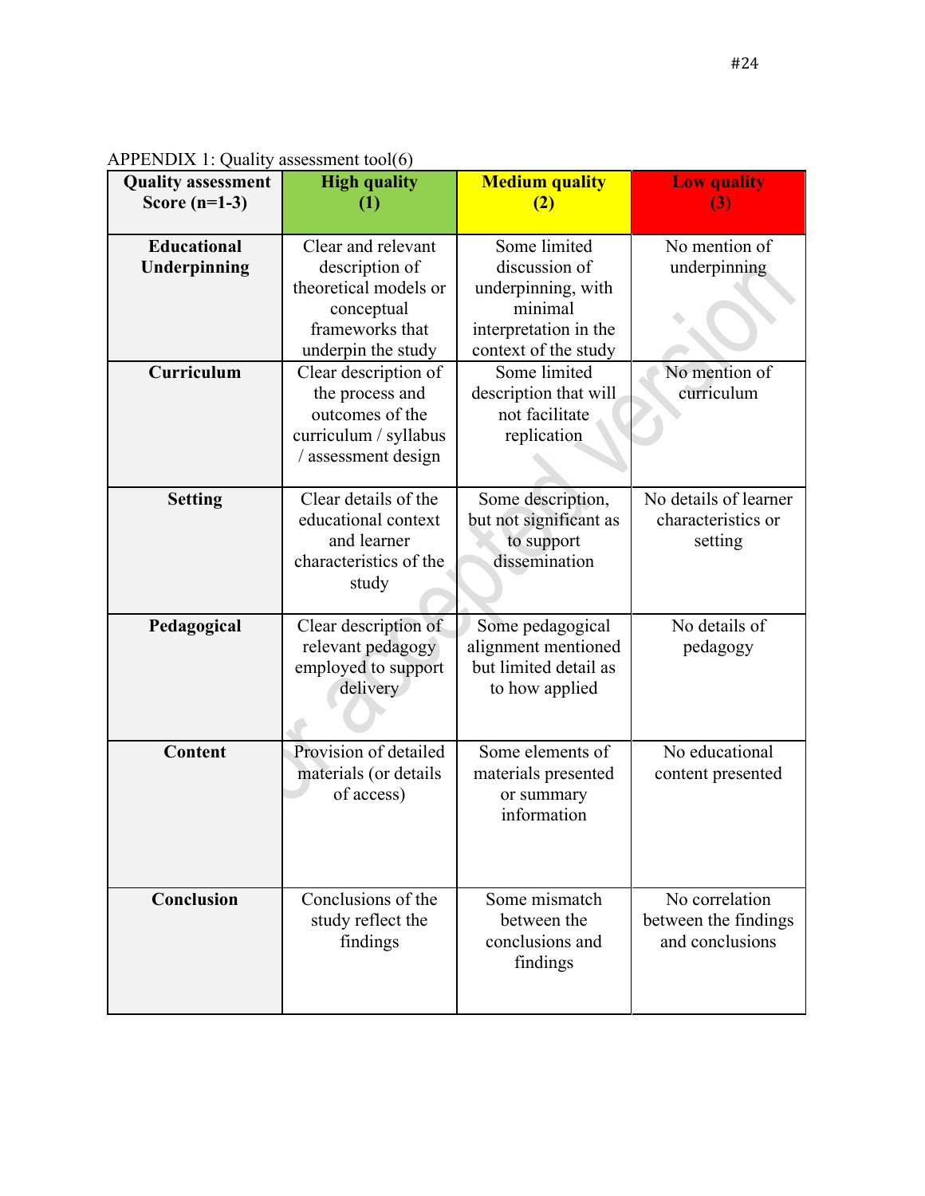APPENDIX 1: Quality assessment tool(6)

| Quality assessment Score (n=1-3) | High quality (1) | Medium quality (2) | Low quality (3) |
|---|---|---|---|
| **Educational Underpinning** | Clear and relevant description of theoretical models or conceptual frameworks that underpin the study | Some limited discussion of underpinning, with minimal interpretation in the context of the study | No mention of underpinning |
| **Curriculum** | Clear description of the process and outcomes of the curriculum / syllabus / assessment design | Some limited description that will not facilitate replication | No mention of curriculum |
| **Setting** | Clear details of the educational context and learner characteristics of the study | Some description, but not significant as to support dissemination | No details of learner characteristics or setting |
| **Pedagogical** | Clear description of relevant pedagogy employed to support delivery | Some pedagogical alignment mentioned but limited detail as to how applied | No details of pedagogy |
| **Content** | Provision of detailed materials (or details of access) | Some elements of materials presented or summary information | No educational content presented |
| **Conclusion** | Conclusions of the study reflect the findings | Some mismatch between the conclusions and findings | No correlation between the findings and conclusions |